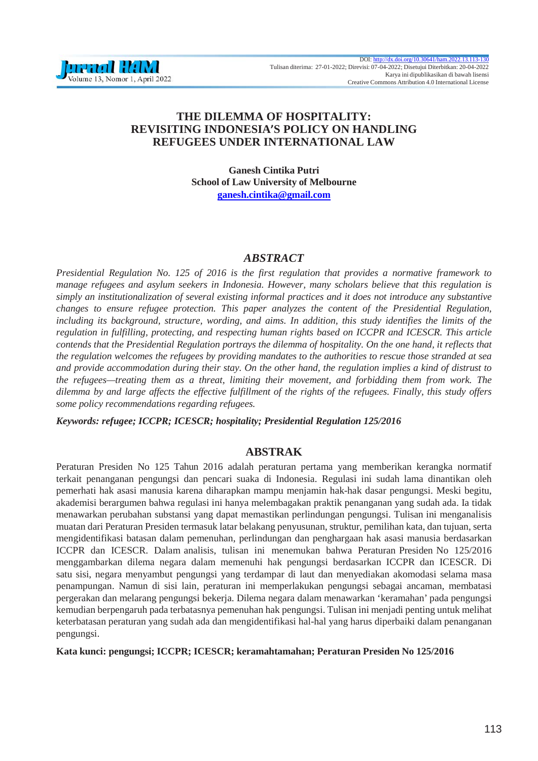DOI: http://dx.doi.org/10.30641/ham.2022.13.113-130
Tulisan diterima: 27-01-2022; Direvisi: 07-04-2022; Disetujui Diterbitkan: 20-04-2022
Karya ini dipublikasikan di bawah lisensi
Creative Commons Attribution 4.0 International License

# THE DILEMMA OF HOSPITALITY: REVISITING INDONESIA'S POLICY ON HANDLING REFUGEES UNDER INTERNATIONAL LAW

**Ganesh Cintika Putri**
**School of Law University of Melbourne**
**ganesh.cintika@gmail.com**

## *ABSTRACT*

*Presidential Regulation No. 125 of 2016 is the first regulation that provides a normative framework to manage refugees and asylum seekers in Indonesia. However, many scholars believe that this regulation is simply an institutionalization of several existing informal practices and it does not introduce any substantive changes to ensure refugee protection. This paper analyzes the content of the Presidential Regulation, including its background, structure, wording, and aims. In addition, this study identifies the limits of the regulation in fulfilling, protecting, and respecting human rights based on ICCPR and ICESCR. This article contends that the Presidential Regulation portrays the dilemma of hospitality. On the one hand, it reflects that the regulation welcomes the refugees by providing mandates to the authorities to rescue those stranded at sea and provide accommodation during their stay. On the other hand, the regulation implies a kind of distrust to the refugees—treating them as a threat, limiting their movement, and forbidding them from work. The dilemma by and large affects the effective fulfillment of the rights of the refugees. Finally, this study offers some policy recommendations regarding refugees.*

***Keywords: refugee; ICCPR; ICESCR; hospitality; Presidential Regulation 125/2016***

## ABSTRAK

Peraturan Presiden No 125 Tahun 2016 adalah peraturan pertama yang memberikan kerangka normatif terkait penanganan pengungsi dan pencari suaka di Indonesia. Regulasi ini sudah lama dinantikan oleh pemerhati hak asasi manusia karena diharapkan mampu menjamin hak-hak dasar pengungsi. Meski begitu, akademisi berargumen bahwa regulasi ini hanya melembagakan praktik penanganan yang sudah ada. Ia tidak menawarkan perubahan substansi yang dapat memastikan perlindungan pengungsi. Tulisan ini menganalisis muatan dari Peraturan Presiden termasuk latar belakang penyusunan, struktur, pemilihan kata, dan tujuan, serta mengidentifikasi batasan dalam pemenuhan, perlindungan dan penghargaan hak asasi manusia berdasarkan ICCPR dan ICESCR. Dalam analisis, tulisan ini menemukan bahwa Peraturan Presiden No 125/2016 menggambarkan dilema negara dalam memenuhi hak pengungsi berdasarkan ICCPR dan ICESCR. Di satu sisi, negara menyambut pengungsi yang terdampar di laut dan menyediakan akomodasi selama masa penampungan. Namun di sisi lain, peraturan ini memperlakukan pengungsi sebagai ancaman, membatasi pergerakan dan melarang pengungsi bekerja. Dilema negara dalam menawarkan 'keramahan' pada pengungsi kemudian berpengaruh pada terbatasnya pemenuhan hak pengungsi. Tulisan ini menjadi penting untuk melihat keterbatasan peraturan yang sudah ada dan mengidentifikasi hal-hal yang harus diperbaiki dalam penanganan pengungsi.

**Kata kunci: pengungsi; ICCPR; ICESCR; keramahtamahan; Peraturan Presiden No 125/2016**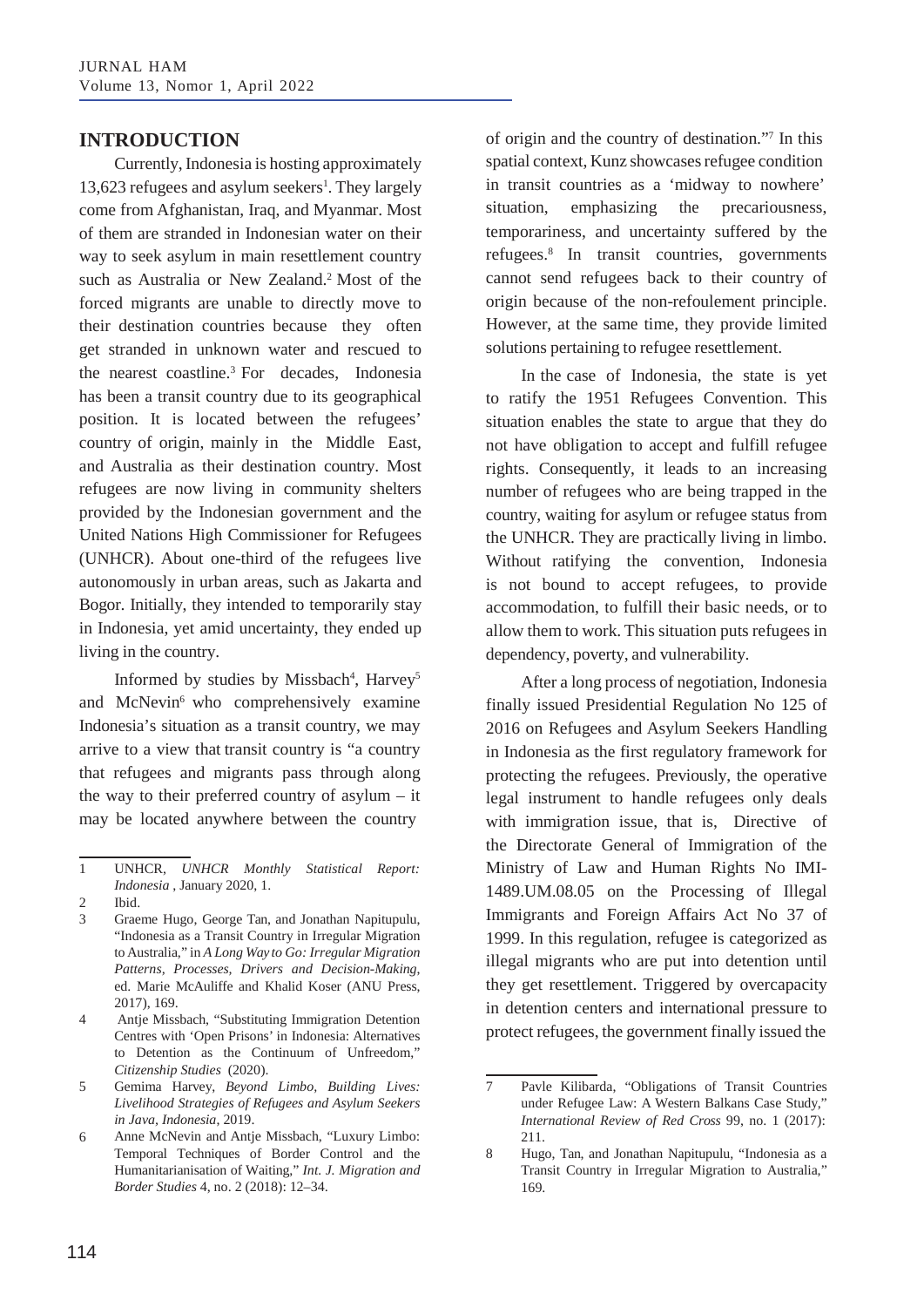## INTRODUCTION

Currently, Indonesia is hosting approximately 13,623 refugees and asylum seekers[1]. They largely come from Afghanistan, Iraq, and Myanmar. Most of them are stranded in Indonesian water on their way to seek asylum in main resettlement country such as Australia or New Zealand.[2] Most of the forced migrants are unable to directly move to their destination countries because they often get stranded in unknown water and rescued to the nearest coastline.[3] For decades, Indonesia has been a transit country due to its geographical position. It is located between the refugees' country of origin, mainly in the Middle East, and Australia as their destination country. Most refugees are now living in community shelters provided by the Indonesian government and the United Nations High Commissioner for Refugees (UNHCR). About one-third of the refugees live autonomously in urban areas, such as Jakarta and Bogor. Initially, they intended to temporarily stay in Indonesia, yet amid uncertainty, they ended up living in the country.

Informed by studies by Missbach[4], Harvey[5] and McNevin[6] who comprehensively examine Indonesia's situation as a transit country, we may arrive to a view that transit country is "a country that refugees and migrants pass through along the way to their preferred country of asylum – it may be located anywhere between the country of origin and the country of destination."[7] In this spatial context, Kunz showcases refugee condition in transit countries as a 'midway to nowhere' situation, emphasizing the precariousness, temporariness, and uncertainty suffered by the refugees.[8] In transit countries, governments cannot send refugees back to their country of origin because of the non-refoulement principle. However, at the same time, they provide limited solutions pertaining to refugee resettlement.

In the case of Indonesia, the state is yet to ratify the 1951 Refugees Convention. This situation enables the state to argue that they do not have obligation to accept and fulfill refugee rights. Consequently, it leads to an increasing number of refugees who are being trapped in the country, waiting for asylum or refugee status from the UNHCR. They are practically living in limbo. Without ratifying the convention, Indonesia is not bound to accept refugees, to provide accommodation, to fulfill their basic needs, or to allow them to work. This situation puts refugees in dependency, poverty, and vulnerability.

After a long process of negotiation, Indonesia finally issued Presidential Regulation No 125 of 2016 on Refugees and Asylum Seekers Handling in Indonesia as the first regulatory framework for protecting the refugees. Previously, the operative legal instrument to handle refugees only deals with immigration issue, that is, Directive of the Directorate General of Immigration of the Ministry of Law and Human Rights No IMI-1489.UM.08.05 on the Processing of Illegal Immigrants and Foreign Affairs Act No 37 of 1999. In this regulation, refugee is categorized as illegal migrants who are put into detention until they get resettlement. Triggered by overcapacity in detention centers and international pressure to protect refugees, the government finally issued the

---

1 UNHCR, *UNHCR Monthly Statistical Report: Indonesia* , January 2020, 1.

2 Ibid.

3 Graeme Hugo, George Tan, and Jonathan Napitupulu, "Indonesia as a Transit Country in Irregular Migration to Australia," in *A Long Way to Go: Irregular Migration Patterns, Processes, Drivers and Decision-Making*, ed. Marie McAuliffe and Khalid Koser (ANU Press, 2017), 169.

4 Antje Missbach, "Substituting Immigration Detention Centres with 'Open Prisons' in Indonesia: Alternatives to Detention as the Continuum of Unfreedom," *Citizenship Studies* (2020).

5 Gemima Harvey, *Beyond Limbo, Building Lives: Livelihood Strategies of Refugees and Asylum Seekers in Java, Indonesia*, 2019.

6 Anne McNevin and Antje Missbach, "Luxury Limbo: Temporal Techniques of Border Control and the Humanitarianisation of Waiting," *Int. J. Migration and Border Studies* 4, no. 2 (2018): 12–34.

7 Pavle Kilibarda, "Obligations of Transit Countries under Refugee Law: A Western Balkans Case Study," *International Review of Red Cross* 99, no. 1 (2017): 211.

8 Hugo, Tan, and Jonathan Napitupulu, "Indonesia as a Transit Country in Irregular Migration to Australia," 169.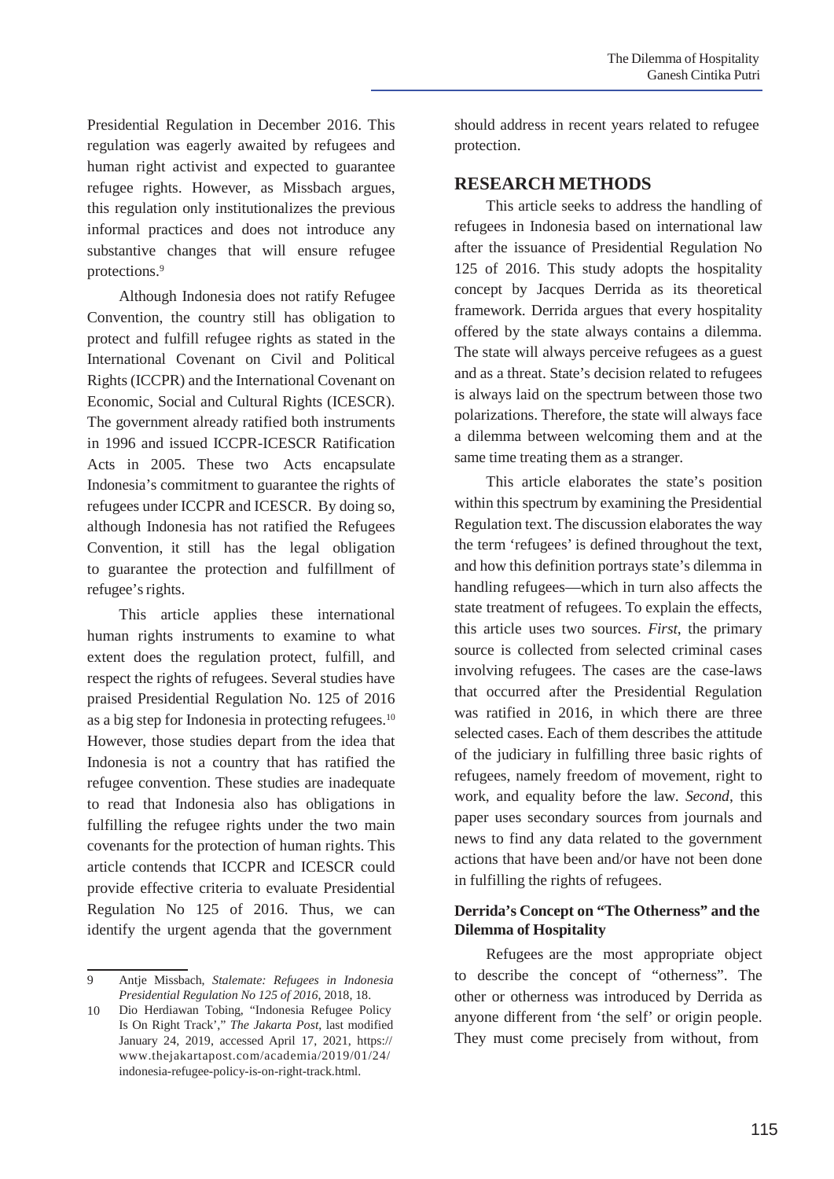Presidential Regulation in December 2016. This regulation was eagerly awaited by refugees and human right activist and expected to guarantee refugee rights. However, as Missbach argues, this regulation only institutionalizes the previous informal practices and does not introduce any substantive changes that will ensure refugee protections.[9]

Although Indonesia does not ratify Refugee Convention, the country still has obligation to protect and fulfill refugee rights as stated in the International Covenant on Civil and Political Rights (ICCPR) and the International Covenant on Economic, Social and Cultural Rights (ICESCR). The government already ratified both instruments in 1996 and issued ICCPR-ICESCR Ratification Acts in 2005. These two Acts encapsulate Indonesia's commitment to guarantee the rights of refugees under ICCPR and ICESCR. By doing so, although Indonesia has not ratified the Refugees Convention, it still has the legal obligation to guarantee the protection and fulfillment of refugee's rights.

This article applies these international human rights instruments to examine to what extent does the regulation protect, fulfill, and respect the rights of refugees. Several studies have praised Presidential Regulation No. 125 of 2016 as a big step for Indonesia in protecting refugees.[10] However, those studies depart from the idea that Indonesia is not a country that has ratified the refugee convention. These studies are inadequate to read that Indonesia also has obligations in fulfilling the refugee rights under the two main covenants for the protection of human rights. This article contends that ICCPR and ICESCR could provide effective criteria to evaluate Presidential Regulation No 125 of 2016. Thus, we can identify the urgent agenda that the government should address in recent years related to refugee protection.

## RESEARCH METHODS

This article seeks to address the handling of refugees in Indonesia based on international law after the issuance of Presidential Regulation No 125 of 2016. This study adopts the hospitality concept by Jacques Derrida as its theoretical framework. Derrida argues that every hospitality offered by the state always contains a dilemma. The state will always perceive refugees as a guest and as a threat. State's decision related to refugees is always laid on the spectrum between those two polarizations. Therefore, the state will always face a dilemma between welcoming them and at the same time treating them as a stranger.

This article elaborates the state's position within this spectrum by examining the Presidential Regulation text. The discussion elaborates the way the term 'refugees' is defined throughout the text, and how this definition portrays state's dilemma in handling refugees—which in turn also affects the state treatment of refugees. To explain the effects, this article uses two sources. *First*, the primary source is collected from selected criminal cases involving refugees. The cases are the case-laws that occurred after the Presidential Regulation was ratified in 2016, in which there are three selected cases. Each of them describes the attitude of the judiciary in fulfilling three basic rights of refugees, namely freedom of movement, right to work, and equality before the law. *Second*, this paper uses secondary sources from journals and news to find any data related to the government actions that have been and/or have not been done in fulfilling the rights of refugees.

### Derrida's Concept on "The Otherness" and the Dilemma of Hospitality

Refugees are the most appropriate object to describe the concept of "otherness". The other or otherness was introduced by Derrida as anyone different from 'the self' or origin people. They must come precisely from without, from

---

9 Antje Missbach, *Stalemate: Refugees in Indonesia Presidential Regulation No 125 of 2016*, 2018, 18.

10 Dio Herdiawan Tobing, "Indonesia Refugee Policy Is On Right Track'," *The Jakarta Post*, last modified January 24, 2019, accessed April 17, 2021, https://www.thejakartapost.com/academia/2019/01/24/indonesia-refugee-policy-is-on-right-track.html.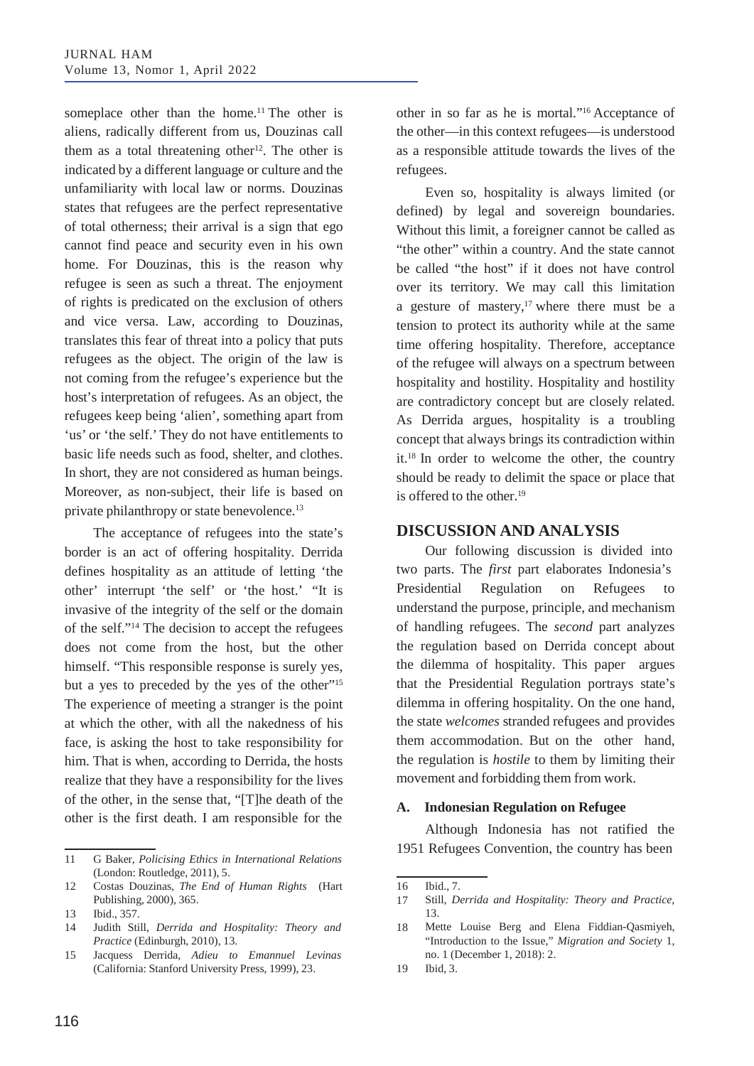someplace other than the home.[11] The other is aliens, radically different from us, Douzinas call them as a total threatening other[12]. The other is indicated by a different language or culture and the unfamiliarity with local law or norms. Douzinas states that refugees are the perfect representative of total otherness; their arrival is a sign that ego cannot find peace and security even in his own home. For Douzinas, this is the reason why refugee is seen as such a threat. The enjoyment of rights is predicated on the exclusion of others and vice versa. Law, according to Douzinas, translates this fear of threat into a policy that puts refugees as the object. The origin of the law is not coming from the refugee's experience but the host's interpretation of refugees. As an object, the refugees keep being 'alien', something apart from 'us' or 'the self.' They do not have entitlements to basic life needs such as food, shelter, and clothes. In short, they are not considered as human beings. Moreover, as non-subject, their life is based on private philanthropy or state benevolence.[13]

The acceptance of refugees into the state's border is an act of offering hospitality. Derrida defines hospitality as an attitude of letting 'the other' interrupt 'the self' or 'the host.' "It is invasive of the integrity of the self or the domain of the self."[14] The decision to accept the refugees does not come from the host, but the other himself. "This responsible response is surely yes, but a yes to preceded by the yes of the other"[15] The experience of meeting a stranger is the point at which the other, with all the nakedness of his face, is asking the host to take responsibility for him. That is when, according to Derrida, the hosts realize that they have a responsibility for the lives of the other, in the sense that, "[T]he death of the other is the first death. I am responsible for the other in so far as he is mortal."[16] Acceptance of the other—in this context refugees—is understood as a responsible attitude towards the lives of the refugees.

Even so, hospitality is always limited (or defined) by legal and sovereign boundaries. Without this limit, a foreigner cannot be called as "the other" within a country. And the state cannot be called "the host" if it does not have control over its territory. We may call this limitation a gesture of mastery,[17] where there must be a tension to protect its authority while at the same time offering hospitality. Therefore, acceptance of the refugee will always on a spectrum between hospitality and hostility. Hospitality and hostility are contradictory concept but are closely related. As Derrida argues, hospitality is a troubling concept that always brings its contradiction within it.[18] In order to welcome the other, the country should be ready to delimit the space or place that is offered to the other.[19]

## DISCUSSION AND ANALYSIS

Our following discussion is divided into two parts. The *first* part elaborates Indonesia's Presidential Regulation on Refugees to understand the purpose, principle, and mechanism of handling refugees. The *second* part analyzes the regulation based on Derrida concept about the dilemma of hospitality. This paper argues that the Presidential Regulation portrays state's dilemma in offering hospitality. On the one hand, the state *welcomes* stranded refugees and provides them accommodation. But on the other hand, the regulation is *hostile* to them by limiting their movement and forbidding them from work.

### A. Indonesian Regulation on Refugee

Although Indonesia has not ratified the 1951 Refugees Convention, the country has been

---

11 G Baker, *Policising Ethics in International Relations* (London: Routledge, 2011), 5.

12 Costas Douzinas, *The End of Human Rights* (Hart Publishing, 2000), 365.

13 Ibid., 357.

14 Judith Still, *Derrida and Hospitality: Theory and Practice* (Edinburgh, 2010), 13.

15 Jacquess Derrida, *Adieu to Emmanuel Levinas* (California: Stanford University Press, 1999), 23.

16 Ibid., 7.

17 Still, *Derrida and Hospitality: Theory and Practice*, 13.

18 Mette Louise Berg and Elena Fiddian-Qasmiyeh, "Introduction to the Issue," *Migration and Society* 1, no. 1 (December 1, 2018): 2.

19 Ibid, 3.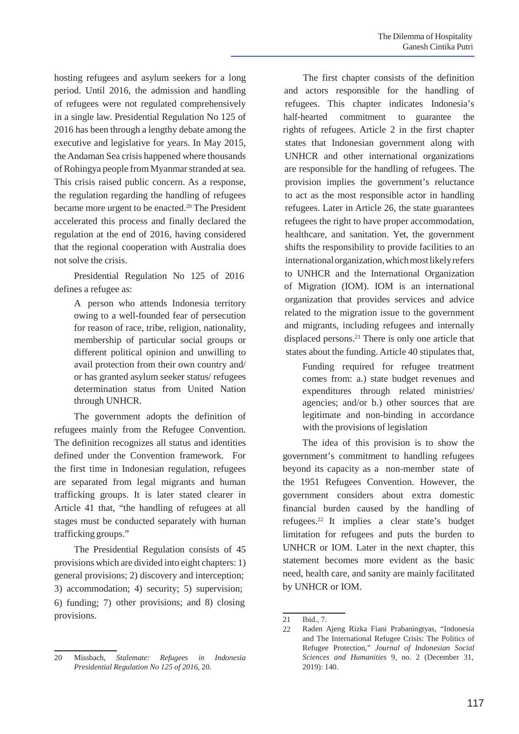hosting refugees and asylum seekers for a long period. Until 2016, the admission and handling of refugees were not regulated comprehensively in a single law. Presidential Regulation No 125 of 2016 has been through a lengthy debate among the executive and legislative for years. In May 2015, the Andaman Sea crisis happened where thousands of Rohingya people from Myanmar stranded at sea. This crisis raised public concern. As a response, the regulation regarding the handling of refugees became more urgent to be enacted.[20] The President accelerated this process and finally declared the regulation at the end of 2016, having considered that the regional cooperation with Australia does not solve the crisis.

Presidential Regulation No 125 of 2016 defines a refugee as:

> A person who attends Indonesia territory owing to a well-founded fear of persecution for reason of race, tribe, religion, nationality, membership of particular social groups or different political opinion and unwilling to avail protection from their own country and/or has granted asylum seeker status/ refugees determination status from United Nation through UNHCR.

The government adopts the definition of refugees mainly from the Refugee Convention. The definition recognizes all status and identities defined under the Convention framework. For the first time in Indonesian regulation, refugees are separated from legal migrants and human trafficking groups. It is later stated clearer in Article 41 that, "the handling of refugees at all stages must be conducted separately with human trafficking groups."

The Presidential Regulation consists of 45 provisions which are divided into eight chapters: 1) general provisions; 2) discovery and interception; 3) accommodation; 4) security; 5) supervision; 6) funding; 7) other provisions; and 8) closing provisions.

The first chapter consists of the definition and actors responsible for the handling of refugees. This chapter indicates Indonesia's half-hearted commitment to guarantee the rights of refugees. Article 2 in the first chapter states that Indonesian government along with UNHCR and other international organizations are responsible for the handling of refugees. The provision implies the government's reluctance to act as the most responsible actor in handling refugees. Later in Article 26, the state guarantees refugees the right to have proper accommodation, healthcare, and sanitation. Yet, the government shifts the responsibility to provide facilities to an international organization, which most likely refers to UNHCR and the International Organization of Migration (IOM). IOM is an international organization that provides services and advice related to the migration issue to the government and migrants, including refugees and internally displaced persons.[21] There is only one article that states about the funding. Article 40 stipulates that,

> Funding required for refugee treatment comes from: a.) state budget revenues and expenditures through related ministries/ agencies; and/or b.) other sources that are legitimate and non-binding in accordance with the provisions of legislation

The idea of this provision is to show the government's commitment to handling refugees beyond its capacity as a non-member state of the 1951 Refugees Convention. However, the government considers about extra domestic financial burden caused by the handling of refugees.[22] It implies a clear state's budget limitation for refugees and puts the burden to UNHCR or IOM. Later in the next chapter, this statement becomes more evident as the basic need, health care, and sanity are mainly facilitated by UNHCR or IOM.

---

20 Missbach, *Stalemate: Refugees in Indonesia Presidential Regulation No 125 of 2016*, 20.

21 Ibid., 7.

22 Raden Ajeng Rizka Fiani Prabaningtyas, "Indonesia and The International Refugee Crisis: The Politics of Refugee Protection," *Journal of Indonesian Social Sciences and Humanities* 9, no. 2 (December 31, 2019): 140.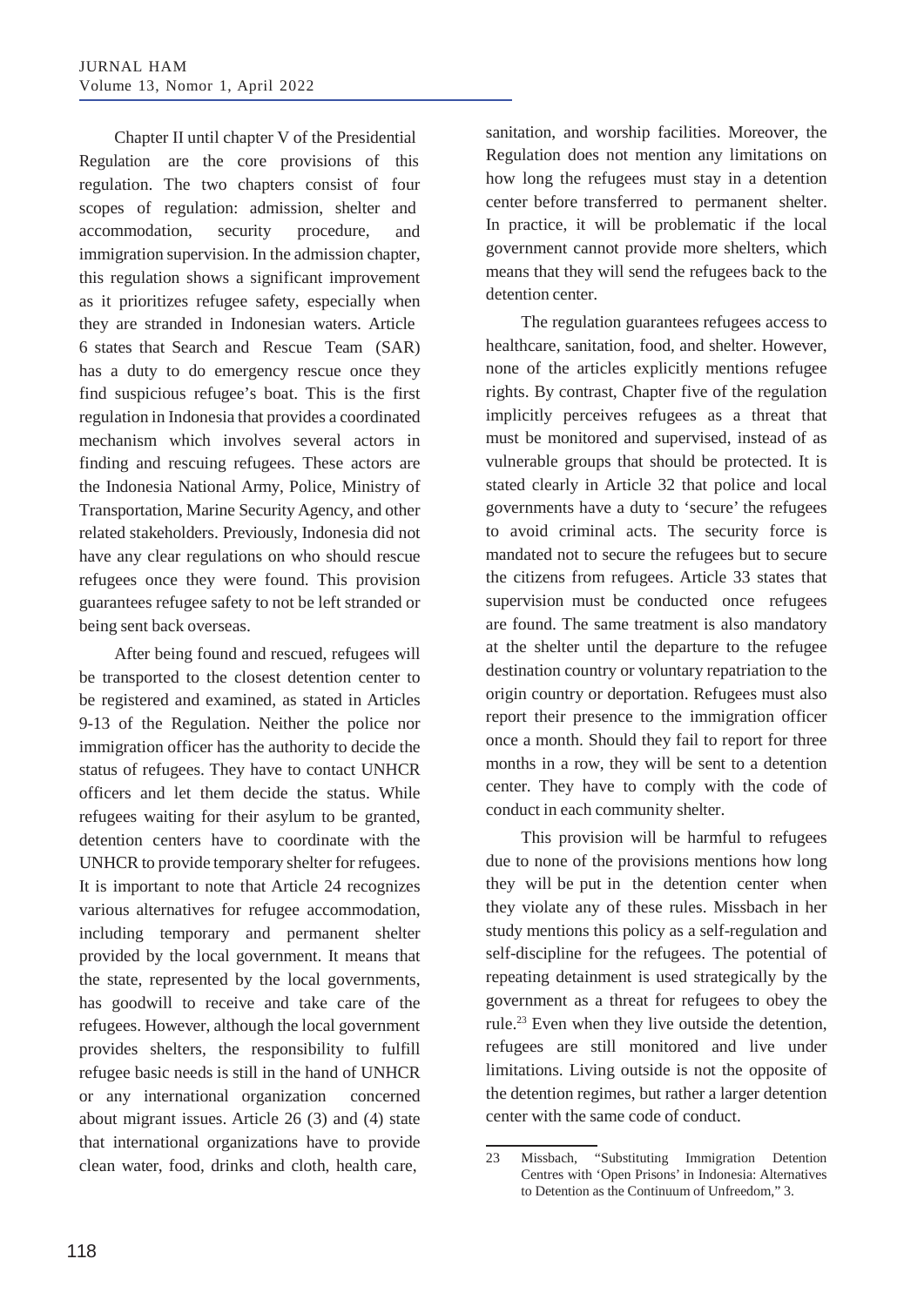Chapter II until chapter V of the Presidential Regulation are the core provisions of this regulation. The two chapters consist of four scopes of regulation: admission, shelter and accommodation, security procedure, and immigration supervision. In the admission chapter, this regulation shows a significant improvement as it prioritizes refugee safety, especially when they are stranded in Indonesian waters. Article 6 states that Search and Rescue Team (SAR) has a duty to do emergency rescue once they find suspicious refugee's boat. This is the first regulation in Indonesia that provides a coordinated mechanism which involves several actors in finding and rescuing refugees. These actors are the Indonesia National Army, Police, Ministry of Transportation, Marine Security Agency, and other related stakeholders. Previously, Indonesia did not have any clear regulations on who should rescue refugees once they were found. This provision guarantees refugee safety to not be left stranded or being sent back overseas.

After being found and rescued, refugees will be transported to the closest detention center to be registered and examined, as stated in Articles 9-13 of the Regulation. Neither the police nor immigration officer has the authority to decide the status of refugees. They have to contact UNHCR officers and let them decide the status. While refugees waiting for their asylum to be granted, detention centers have to coordinate with the UNHCR to provide temporary shelter for refugees. It is important to note that Article 24 recognizes various alternatives for refugee accommodation, including temporary and permanent shelter provided by the local government. It means that the state, represented by the local governments, has goodwill to receive and take care of the refugees. However, although the local government provides shelters, the responsibility to fulfill refugee basic needs is still in the hand of UNHCR or any international organization concerned about migrant issues. Article 26 (3) and (4) state that international organizations have to provide clean water, food, drinks and cloth, health care, sanitation, and worship facilities. Moreover, the Regulation does not mention any limitations on how long the refugees must stay in a detention center before transferred to permanent shelter. In practice, it will be problematic if the local government cannot provide more shelters, which means that they will send the refugees back to the detention center.

The regulation guarantees refugees access to healthcare, sanitation, food, and shelter. However, none of the articles explicitly mentions refugee rights. By contrast, Chapter five of the regulation implicitly perceives refugees as a threat that must be monitored and supervised, instead of as vulnerable groups that should be protected. It is stated clearly in Article 32 that police and local governments have a duty to 'secure' the refugees to avoid criminal acts. The security force is mandated not to secure the refugees but to secure the citizens from refugees. Article 33 states that supervision must be conducted once refugees are found. The same treatment is also mandatory at the shelter until the departure to the refugee destination country or voluntary repatriation to the origin country or deportation. Refugees must also report their presence to the immigration officer once a month. Should they fail to report for three months in a row, they will be sent to a detention center. They have to comply with the code of conduct in each community shelter.

This provision will be harmful to refugees due to none of the provisions mentions how long they will be put in the detention center when they violate any of these rules. Missbach in her study mentions this policy as a self-regulation and self-discipline for the refugees. The potential of repeating detainment is used strategically by the government as a threat for refugees to obey the rule.[23] Even when they live outside the detention, refugees are still monitored and live under limitations. Living outside is not the opposite of the detention regimes, but rather a larger detention center with the same code of conduct.

---

23 Missbach, "Substituting Immigration Detention Centres with 'Open Prisons' in Indonesia: Alternatives to Detention as the Continuum of Unfreedom," 3.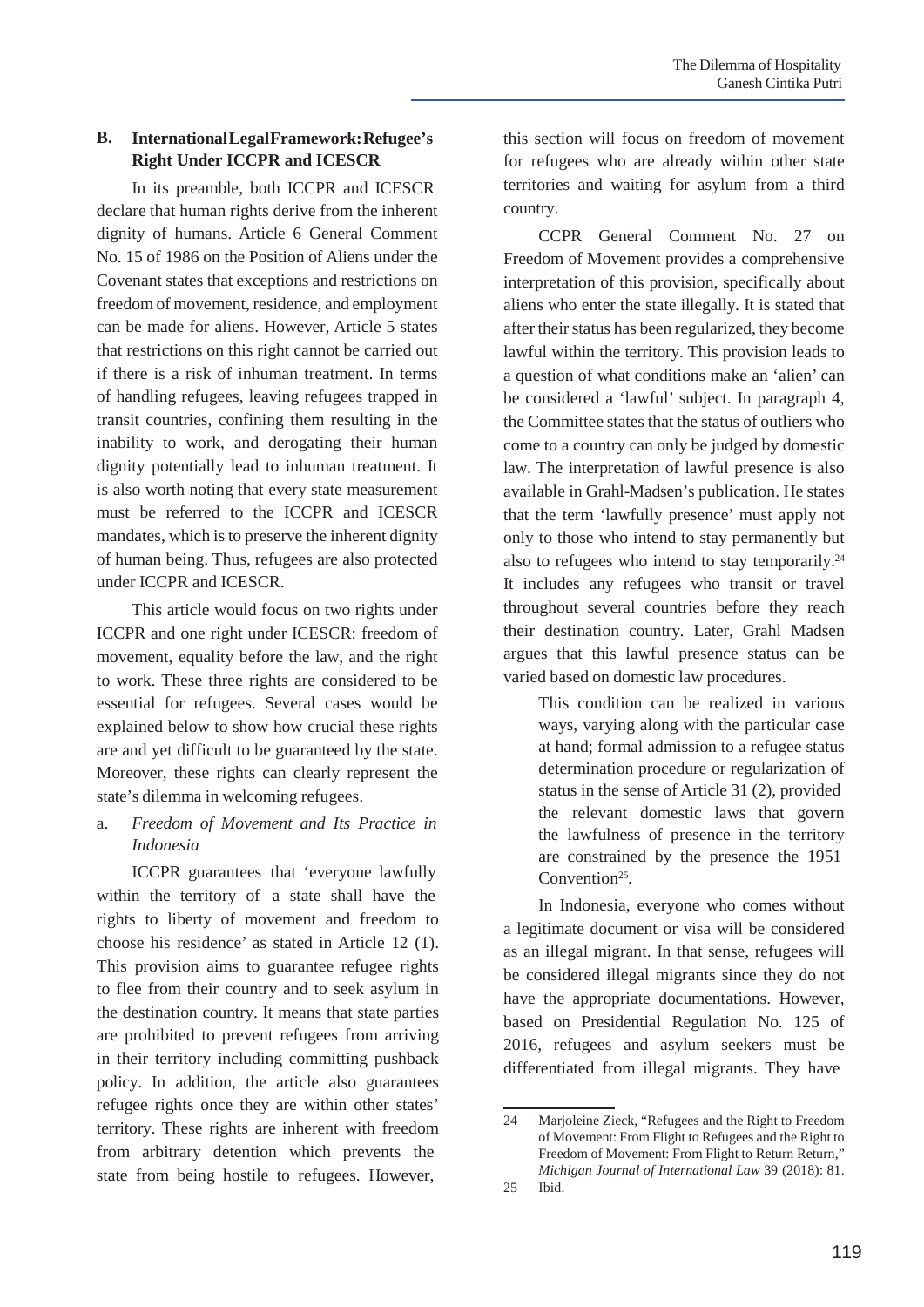## B. International Legal Framework: Refugee's Right Under ICCPR and ICESCR

In its preamble, both ICCPR and ICESCR declare that human rights derive from the inherent dignity of humans. Article 6 General Comment No. 15 of 1986 on the Position of Aliens under the Covenant states that exceptions and restrictions on freedom of movement, residence, and employment can be made for aliens. However, Article 5 states that restrictions on this right cannot be carried out if there is a risk of inhuman treatment. In terms of handling refugees, leaving refugees trapped in transit countries, confining them resulting in the inability to work, and derogating their human dignity potentially lead to inhuman treatment. It is also worth noting that every state measurement must be referred to the ICCPR and ICESCR mandates, which is to preserve the inherent dignity of human being. Thus, refugees are also protected under ICCPR and ICESCR.

This article would focus on two rights under ICCPR and one right under ICESCR: freedom of movement, equality before the law, and the right to work. These three rights are considered to be essential for refugees. Several cases would be explained below to show how crucial these rights are and yet difficult to be guaranteed by the state. Moreover, these rights can clearly represent the state's dilemma in welcoming refugees.

### a. *Freedom of Movement and Its Practice in Indonesia*

ICCPR guarantees that 'everyone lawfully within the territory of a state shall have the rights to liberty of movement and freedom to choose his residence' as stated in Article 12 (1). This provision aims to guarantee refugee rights to flee from their country and to seek asylum in the destination country. It means that state parties are prohibited to prevent refugees from arriving in their territory including committing pushback policy. In addition, the article also guarantees refugee rights once they are within other states' territory. These rights are inherent with freedom from arbitrary detention which prevents the state from being hostile to refugees. However, this section will focus on freedom of movement for refugees who are already within other state territories and waiting for asylum from a third country.

CCPR General Comment No. 27 on Freedom of Movement provides a comprehensive interpretation of this provision, specifically about aliens who enter the state illegally. It is stated that after their status has been regularized, they become lawful within the territory. This provision leads to a question of what conditions make an 'alien' can be considered a 'lawful' subject. In paragraph 4, the Committee states that the status of outliers who come to a country can only be judged by domestic law. The interpretation of lawful presence is also available in Grahl-Madsen's publication. He states that the term 'lawfully presence' must apply not only to those who intend to stay permanently but also to refugees who intend to stay temporarily.[24] It includes any refugees who transit or travel throughout several countries before they reach their destination country. Later, Grahl Madsen argues that this lawful presence status can be varied based on domestic law procedures.

> This condition can be realized in various ways, varying along with the particular case at hand; formal admission to a refugee status determination procedure or regularization of status in the sense of Article 31 (2), provided the relevant domestic laws that govern the lawfulness of presence in the territory are constrained by the presence the 1951 Convention[25].

In Indonesia, everyone who comes without a legitimate document or visa will be considered as an illegal migrant. In that sense, refugees will be considered illegal migrants since they do not have the appropriate documentations. However, based on Presidential Regulation No. 125 of 2016, refugees and asylum seekers must be differentiated from illegal migrants. They have

---

24 Marjoleine Zieck, "Refugees and the Right to Freedom of Movement: From Flight to Refugees and the Right to Freedom of Movement: From Flight to Return Return," *Michigan Journal of International Law* 39 (2018): 81.

25 Ibid.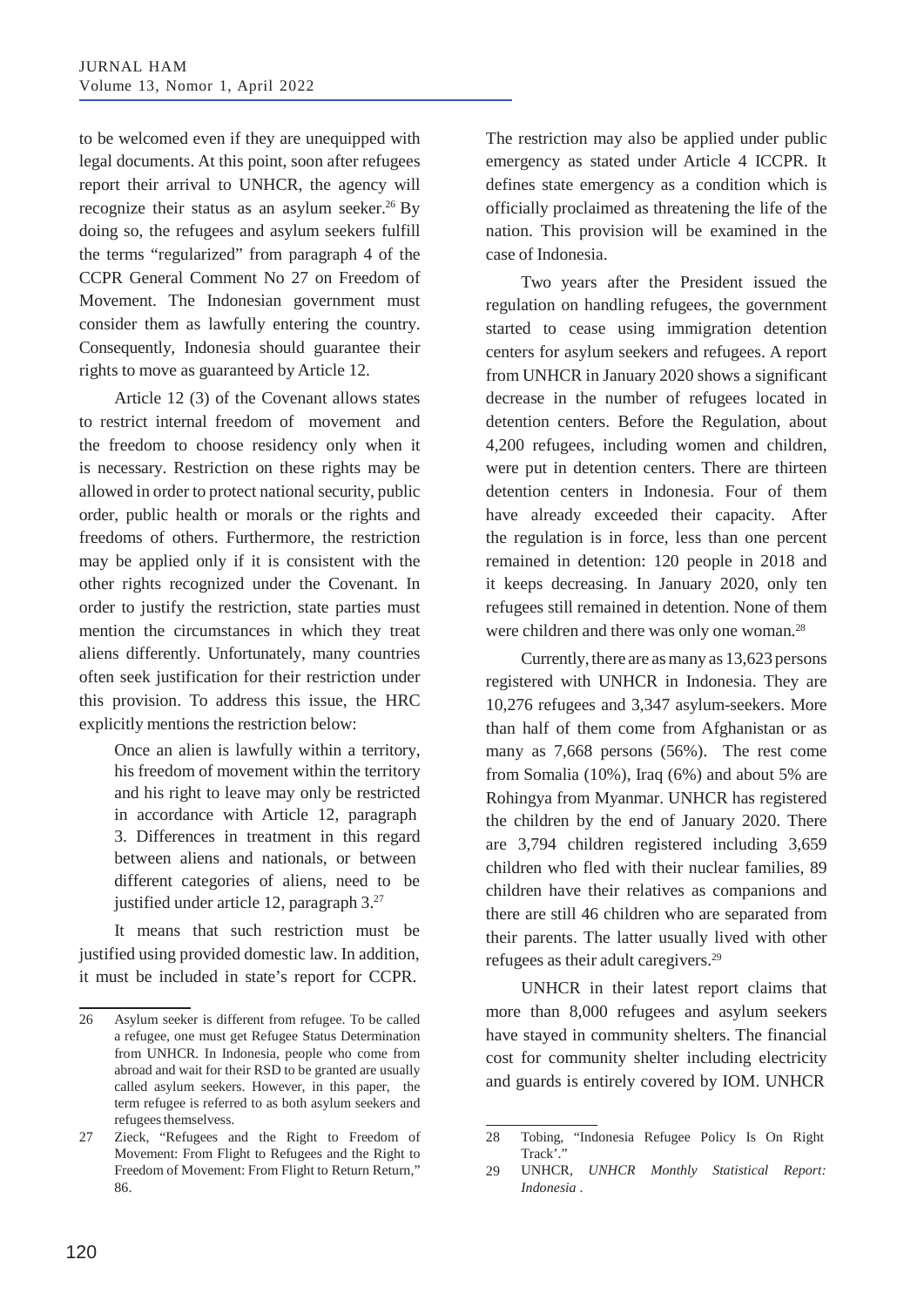to be welcomed even if they are unequipped with legal documents. At this point, soon after refugees report their arrival to UNHCR, the agency will recognize their status as an asylum seeker.[26] By doing so, the refugees and asylum seekers fulfill the terms "regularized" from paragraph 4 of the CCPR General Comment No 27 on Freedom of Movement. The Indonesian government must consider them as lawfully entering the country. Consequently, Indonesia should guarantee their rights to move as guaranteed by Article 12.

Article 12 (3) of the Covenant allows states to restrict internal freedom of movement and the freedom to choose residency only when it is necessary. Restriction on these rights may be allowed in order to protect national security, public order, public health or morals or the rights and freedoms of others. Furthermore, the restriction may be applied only if it is consistent with the other rights recognized under the Covenant. In order to justify the restriction, state parties must mention the circumstances in which they treat aliens differently. Unfortunately, many countries often seek justification for their restriction under this provision. To address this issue, the HRC explicitly mentions the restriction below:

> Once an alien is lawfully within a territory, his freedom of movement within the territory and his right to leave may only be restricted in accordance with Article 12, paragraph 3. Differences in treatment in this regard between aliens and nationals, or between different categories of aliens, need to be justified under article 12, paragraph 3.[27]

It means that such restriction must be justified using provided domestic law. In addition, it must be included in state's report for CCPR. The restriction may also be applied under public emergency as stated under Article 4 ICCPR. It defines state emergency as a condition which is officially proclaimed as threatening the life of the nation. This provision will be examined in the case of Indonesia.

Two years after the President issued the regulation on handling refugees, the government started to cease using immigration detention centers for asylum seekers and refugees. A report from UNHCR in January 2020 shows a significant decrease in the number of refugees located in detention centers. Before the Regulation, about 4,200 refugees, including women and children, were put in detention centers. There are thirteen detention centers in Indonesia. Four of them have already exceeded their capacity. After the regulation is in force, less than one percent remained in detention: 120 people in 2018 and it keeps decreasing. In January 2020, only ten refugees still remained in detention. None of them were children and there was only one woman.[28]

Currently, there are as many as 13,623 persons registered with UNHCR in Indonesia. They are 10,276 refugees and 3,347 asylum-seekers. More than half of them come from Afghanistan or as many as 7,668 persons (56%). The rest come from Somalia (10%), Iraq (6%) and about 5% are Rohingya from Myanmar. UNHCR has registered the children by the end of January 2020. There are 3,794 children registered including 3,659 children who fled with their nuclear families, 89 children have their relatives as companions and there are still 46 children who are separated from their parents. The latter usually lived with other refugees as their adult caregivers.[29]

UNHCR in their latest report claims that more than 8,000 refugees and asylum seekers have stayed in community shelters. The financial cost for community shelter including electricity and guards is entirely covered by IOM. UNHCR

---

26 Asylum seeker is different from refugee. To be called a refugee, one must get Refugee Status Determination from UNHCR. In Indonesia, people who come from abroad and wait for their RSD to be granted are usually called asylum seekers. However, in this paper, the term refugee is referred to as both asylum seekers and refugees themselvess.

27 Zieck, "Refugees and the Right to Freedom of Movement: From Flight to Refugees and the Right to Freedom of Movement: From Flight to Return Return," 86.

28 Tobing, "Indonesia Refugee Policy Is On Right Track'."

29 UNHCR, *UNHCR Monthly Statistical Report: Indonesia* .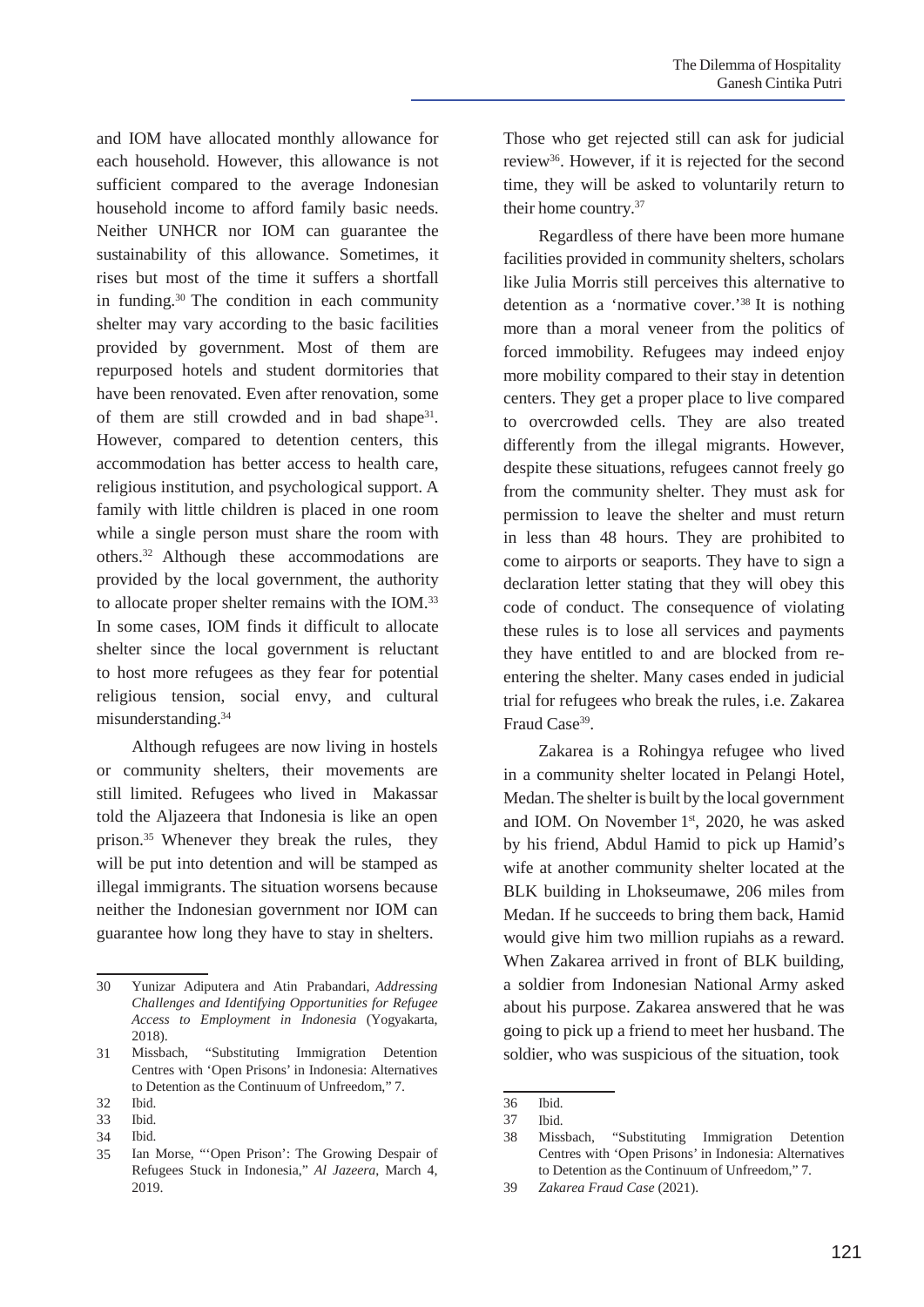and IOM have allocated monthly allowance for each household. However, this allowance is not sufficient compared to the average Indonesian household income to afford family basic needs. Neither UNHCR nor IOM can guarantee the sustainability of this allowance. Sometimes, it rises but most of the time it suffers a shortfall in funding.[30] The condition in each community shelter may vary according to the basic facilities provided by government. Most of them are repurposed hotels and student dormitories that have been renovated. Even after renovation, some of them are still crowded and in bad shape[31]. However, compared to detention centers, this accommodation has better access to health care, religious institution, and psychological support. A family with little children is placed in one room while a single person must share the room with others.[32] Although these accommodations are provided by the local government, the authority to allocate proper shelter remains with the IOM.[33] In some cases, IOM finds it difficult to allocate shelter since the local government is reluctant to host more refugees as they fear for potential religious tension, social envy, and cultural misunderstanding.[34]

Although refugees are now living in hostels or community shelters, their movements are still limited. Refugees who lived in Makassar told the Aljazeera that Indonesia is like an open prison.[35] Whenever they break the rules, they will be put into detention and will be stamped as illegal immigrants. The situation worsens because neither the Indonesian government nor IOM can guarantee how long they have to stay in shelters. Those who get rejected still can ask for judicial review[36]. However, if it is rejected for the second time, they will be asked to voluntarily return to their home country.[37]

Regardless of there have been more humane facilities provided in community shelters, scholars like Julia Morris still perceives this alternative to detention as a 'normative cover.'[38] It is nothing more than a moral veneer from the politics of forced immobility. Refugees may indeed enjoy more mobility compared to their stay in detention centers. They get a proper place to live compared to overcrowded cells. They are also treated differently from the illegal migrants. However, despite these situations, refugees cannot freely go from the community shelter. They must ask for permission to leave the shelter and must return in less than 48 hours. They are prohibited to come to airports or seaports. They have to sign a declaration letter stating that they will obey this code of conduct. The consequence of violating these rules is to lose all services and payments they have entitled to and are blocked from re-entering the shelter. Many cases ended in judicial trial for refugees who break the rules, i.e. Zakarea Fraud Case[39].

Zakarea is a Rohingya refugee who lived in a community shelter located in Pelangi Hotel, Medan. The shelter is built by the local government and IOM. On November 1st, 2020, he was asked by his friend, Abdul Hamid to pick up Hamid's wife at another community shelter located at the BLK building in Lhokseumawe, 206 miles from Medan. If he succeeds to bring them back, Hamid would give him two million rupiahs as a reward. When Zakarea arrived in front of BLK building, a soldier from Indonesian National Army asked about his purpose. Zakarea answered that he was going to pick up a friend to meet her husband. The soldier, who was suspicious of the situation, took

---

30 Yunizar Adiputera and Atin Prabandari, *Addressing Challenges and Identifying Opportunities for Refugee Access to Employment in Indonesia* (Yogyakarta, 2018).

31 Missbach, "Substituting Immigration Detention Centres with 'Open Prisons' in Indonesia: Alternatives to Detention as the Continuum of Unfreedom," 7.

32 Ibid.

33 Ibid.

34 Ibid.

35 Ian Morse, "'Open Prison': The Growing Despair of Refugees Stuck in Indonesia," *Al Jazeera*, March 4, 2019.

36 Ibid.

37 Ibid.

38 Missbach, "Substituting Immigration Detention Centres with 'Open Prisons' in Indonesia: Alternatives to Detention as the Continuum of Unfreedom," 7.

39 *Zakarea Fraud Case* (2021).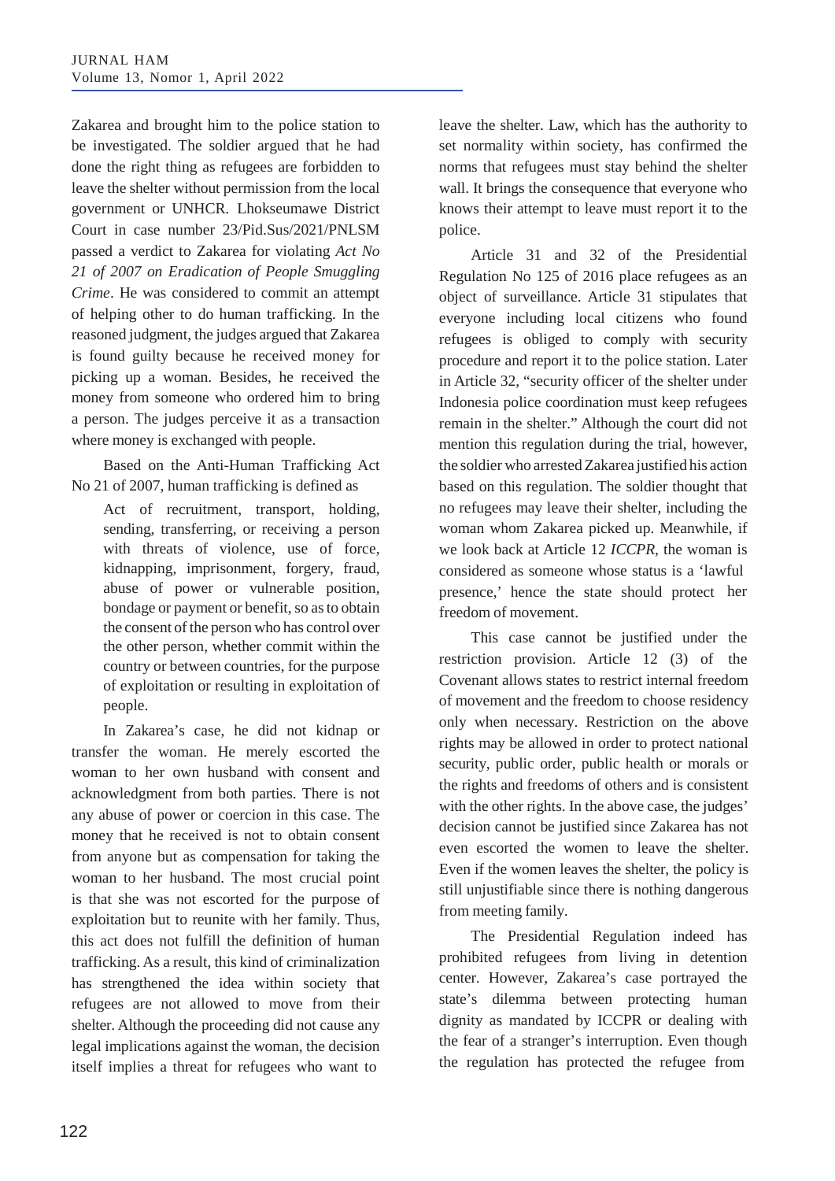Zakarea and brought him to the police station to be investigated. The soldier argued that he had done the right thing as refugees are forbidden to leave the shelter without permission from the local government or UNHCR. Lhokseumawe District Court in case number 23/Pid.Sus/2021/PNLSM passed a verdict to Zakarea for violating *Act No 21 of 2007 on Eradication of People Smuggling Crime*. He was considered to commit an attempt of helping other to do human trafficking. In the reasoned judgment, the judges argued that Zakarea is found guilty because he received money for picking up a woman. Besides, he received the money from someone who ordered him to bring a person. The judges perceive it as a transaction where money is exchanged with people.

Based on the Anti-Human Trafficking Act No 21 of 2007, human trafficking is defined as

> Act of recruitment, transport, holding, sending, transferring, or receiving a person with threats of violence, use of force, kidnapping, imprisonment, forgery, fraud, abuse of power or vulnerable position, bondage or payment or benefit, so as to obtain the consent of the person who has control over the other person, whether commit within the country or between countries, for the purpose of exploitation or resulting in exploitation of people.

In Zakarea's case, he did not kidnap or transfer the woman. He merely escorted the woman to her own husband with consent and acknowledgment from both parties. There is not any abuse of power or coercion in this case. The money that he received is not to obtain consent from anyone but as compensation for taking the woman to her husband. The most crucial point is that she was not escorted for the purpose of exploitation but to reunite with her family. Thus, this act does not fulfill the definition of human trafficking. As a result, this kind of criminalization has strengthened the idea within society that refugees are not allowed to move from their shelter. Although the proceeding did not cause any legal implications against the woman, the decision itself implies a threat for refugees who want to leave the shelter. Law, which has the authority to set normality within society, has confirmed the norms that refugees must stay behind the shelter wall. It brings the consequence that everyone who knows their attempt to leave must report it to the police.

Article 31 and 32 of the Presidential Regulation No 125 of 2016 place refugees as an object of surveillance. Article 31 stipulates that everyone including local citizens who found refugees is obliged to comply with security procedure and report it to the police station. Later in Article 32, "security officer of the shelter under Indonesia police coordination must keep refugees remain in the shelter." Although the court did not mention this regulation during the trial, however, the soldier who arrested Zakarea justified his action based on this regulation. The soldier thought that no refugees may leave their shelter, including the woman whom Zakarea picked up. Meanwhile, if we look back at Article 12 *ICCPR*, the woman is considered as someone whose status is a 'lawful presence,' hence the state should protect her freedom of movement.

This case cannot be justified under the restriction provision. Article 12 (3) of the Covenant allows states to restrict internal freedom of movement and the freedom to choose residency only when necessary. Restriction on the above rights may be allowed in order to protect national security, public order, public health or morals or the rights and freedoms of others and is consistent with the other rights. In the above case, the judges' decision cannot be justified since Zakarea has not even escorted the women to leave the shelter. Even if the women leaves the shelter, the policy is still unjustifiable since there is nothing dangerous from meeting family.

The Presidential Regulation indeed has prohibited refugees from living in detention center. However, Zakarea's case portrayed the state's dilemma between protecting human dignity as mandated by ICCPR or dealing with the fear of a stranger's interruption. Even though the regulation has protected the refugee from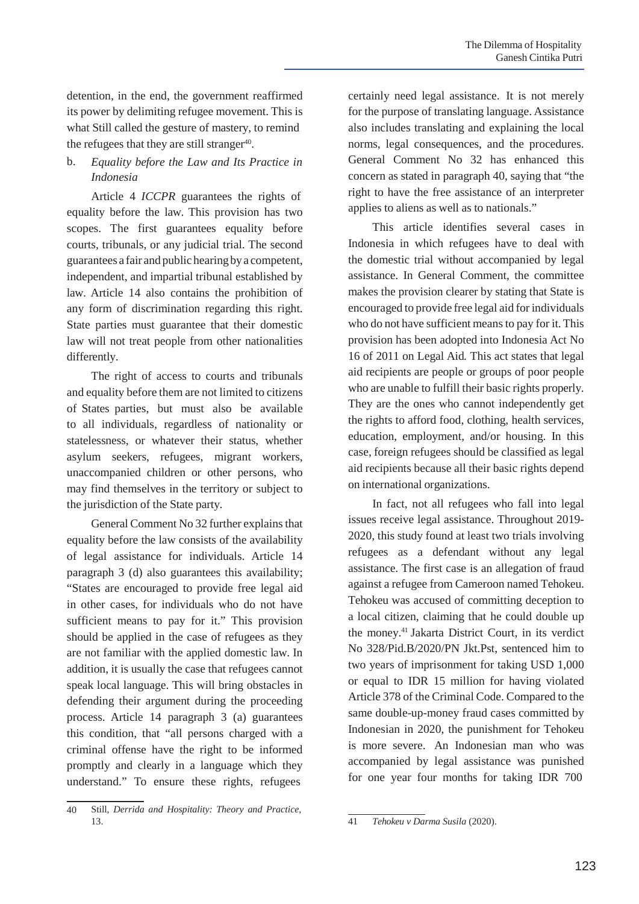detention, in the end, the government reaffirmed its power by delimiting refugee movement. This is what Still called the gesture of mastery, to remind the refugees that they are still stranger[40].

b. *Equality before the Law and Its Practice in Indonesia*

Article 4 *ICCPR* guarantees the rights of equality before the law. This provision has two scopes. The first guarantees equality before courts, tribunals, or any judicial trial. The second guarantees a fair and public hearing by a competent, independent, and impartial tribunal established by law. Article 14 also contains the prohibition of any form of discrimination regarding this right. State parties must guarantee that their domestic law will not treat people from other nationalities differently.

The right of access to courts and tribunals and equality before them are not limited to citizens of States parties, but must also be available to all individuals, regardless of nationality or statelessness, or whatever their status, whether asylum seekers, refugees, migrant workers, unaccompanied children or other persons, who may find themselves in the territory or subject to the jurisdiction of the State party.

General Comment No 32 further explains that equality before the law consists of the availability of legal assistance for individuals. Article 14 paragraph 3 (d) also guarantees this availability; "States are encouraged to provide free legal aid in other cases, for individuals who do not have sufficient means to pay for it." This provision should be applied in the case of refugees as they are not familiar with the applied domestic law. In addition, it is usually the case that refugees cannot speak local language. This will bring obstacles in defending their argument during the proceeding process. Article 14 paragraph 3 (a) guarantees this condition, that "all persons charged with a criminal offense have the right to be informed promptly and clearly in a language which they understand." To ensure these rights, refugees certainly need legal assistance. It is not merely for the purpose of translating language. Assistance also includes translating and explaining the local norms, legal consequences, and the procedures. General Comment No 32 has enhanced this concern as stated in paragraph 40, saying that "the right to have the free assistance of an interpreter applies to aliens as well as to nationals."

This article identifies several cases in Indonesia in which refugees have to deal with the domestic trial without accompanied by legal assistance. In General Comment, the committee makes the provision clearer by stating that State is encouraged to provide free legal aid for individuals who do not have sufficient means to pay for it. This provision has been adopted into Indonesia Act No 16 of 2011 on Legal Aid. This act states that legal aid recipients are people or groups of poor people who are unable to fulfill their basic rights properly. They are the ones who cannot independently get the rights to afford food, clothing, health services, education, employment, and/or housing. In this case, foreign refugees should be classified as legal aid recipients because all their basic rights depend on international organizations.

In fact, not all refugees who fall into legal issues receive legal assistance. Throughout 2019-2020, this study found at least two trials involving refugees as a defendant without any legal assistance. The first case is an allegation of fraud against a refugee from Cameroon named Tehokeu. Tehokeu was accused of committing deception to a local citizen, claiming that he could double up the money.[41] Jakarta District Court, in its verdict No 328/Pid.B/2020/PN Jkt.Pst, sentenced him to two years of imprisonment for taking USD 1,000 or equal to IDR 15 million for having violated Article 378 of the Criminal Code. Compared to the same double-up-money fraud cases committed by Indonesian in 2020, the punishment for Tehokeu is more severe. An Indonesian man who was accompanied by legal assistance was punished for one year four months for taking IDR 700

---

40 Still, *Derrida and Hospitality: Theory and Practice*, 13.

41 *Tehokeu v Darma Susila* (2020).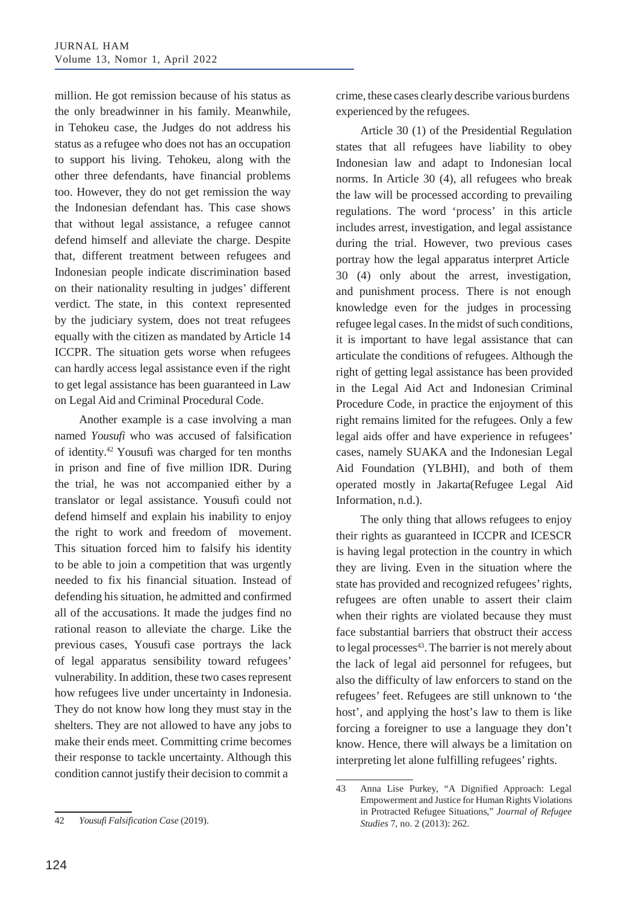million. He got remission because of his status as the only breadwinner in his family. Meanwhile, in Tehokeu case, the Judges do not address his status as a refugee who does not has an occupation to support his living. Tehokeu, along with the other three defendants, have financial problems too. However, they do not get remission the way the Indonesian defendant has. This case shows that without legal assistance, a refugee cannot defend himself and alleviate the charge. Despite that, different treatment between refugees and Indonesian people indicate discrimination based on their nationality resulting in judges' different verdict. The state, in this context represented by the judiciary system, does not treat refugees equally with the citizen as mandated by Article 14 ICCPR. The situation gets worse when refugees can hardly access legal assistance even if the right to get legal assistance has been guaranteed in Law on Legal Aid and Criminal Procedural Code.

Another example is a case involving a man named *Yousufi* who was accused of falsification of identity.[42] Yousufi was charged for ten months in prison and fine of five million IDR. During the trial, he was not accompanied either by a translator or legal assistance. Yousufi could not defend himself and explain his inability to enjoy the right to work and freedom of movement. This situation forced him to falsify his identity to be able to join a competition that was urgently needed to fix his financial situation. Instead of defending his situation, he admitted and confirmed all of the accusations. It made the judges find no rational reason to alleviate the charge. Like the previous cases, Yousufi case portrays the lack of legal apparatus sensibility toward refugees' vulnerability. In addition, these two cases represent how refugees live under uncertainty in Indonesia. They do not know how long they must stay in the shelters. They are not allowed to have any jobs to make their ends meet. Committing crime becomes their response to tackle uncertainty. Although this condition cannot justify their decision to commit a crime, these cases clearly describe various burdens experienced by the refugees.

Article 30 (1) of the Presidential Regulation states that all refugees have liability to obey Indonesian law and adapt to Indonesian local norms. In Article 30 (4), all refugees who break the law will be processed according to prevailing regulations. The word 'process' in this article includes arrest, investigation, and legal assistance during the trial. However, two previous cases portray how the legal apparatus interpret Article 30 (4) only about the arrest, investigation, and punishment process. There is not enough knowledge even for the judges in processing refugee legal cases. In the midst of such conditions, it is important to have legal assistance that can articulate the conditions of refugees. Although the right of getting legal assistance has been provided in the Legal Aid Act and Indonesian Criminal Procedure Code, in practice the enjoyment of this right remains limited for the refugees. Only a few legal aids offer and have experience in refugees' cases, namely SUAKA and the Indonesian Legal Aid Foundation (YLBHI), and both of them operated mostly in Jakarta(Refugee Legal Aid Information, n.d.).

The only thing that allows refugees to enjoy their rights as guaranteed in ICCPR and ICESCR is having legal protection in the country in which they are living. Even in the situation where the state has provided and recognized refugees' rights, refugees are often unable to assert their claim when their rights are violated because they must face substantial barriers that obstruct their access to legal processes[43]. The barrier is not merely about the lack of legal aid personnel for refugees, but also the difficulty of law enforcers to stand on the refugees' feet. Refugees are still unknown to 'the host', and applying the host's law to them is like forcing a foreigner to use a language they don't know. Hence, there will always be a limitation on interpreting let alone fulfilling refugees' rights.

---

42 *Yousufi Falsification Case* (2019).

43 Anna Lise Purkey, "A Dignified Approach: Legal Empowerment and Justice for Human Rights Violations in Protracted Refugee Situations," *Journal of Refugee Studies* 7, no. 2 (2013): 262.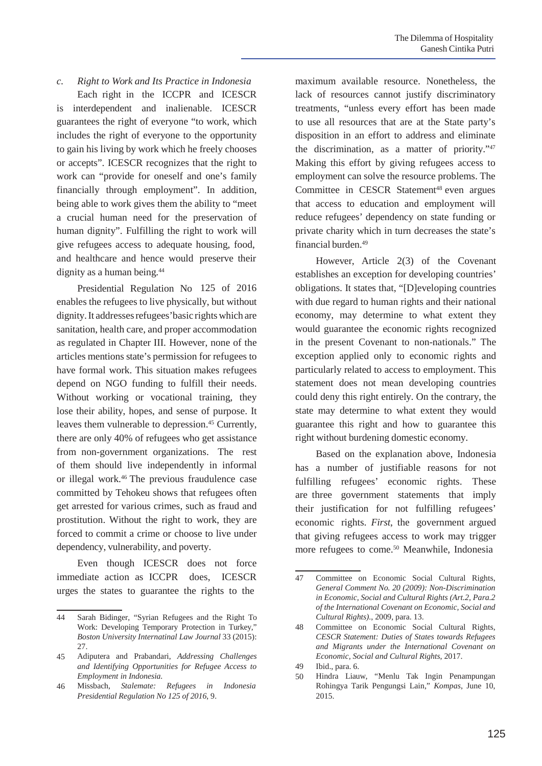### c. *Right to Work and Its Practice in Indonesia*

Each right in the ICCPR and ICESCR is interdependent and inalienable. ICESCR guarantees the right of everyone "to work, which includes the right of everyone to the opportunity to gain his living by work which he freely chooses or accepts". ICESCR recognizes that the right to work can "provide for oneself and one's family financially through employment". In addition, being able to work gives them the ability to "meet a crucial human need for the preservation of human dignity". Fulfilling the right to work will give refugees access to adequate housing, food, and healthcare and hence would preserve their dignity as a human being.[44]

Presidential Regulation No 125 of 2016 enables the refugees to live physically, but without dignity. It addresses refugees' basic rights which are sanitation, health care, and proper accommodation as regulated in Chapter III. However, none of the articles mentions state's permission for refugees to have formal work. This situation makes refugees depend on NGO funding to fulfill their needs. Without working or vocational training, they lose their ability, hopes, and sense of purpose. It leaves them vulnerable to depression.[45] Currently, there are only 40% of refugees who get assistance from non-government organizations. The rest of them should live independently in informal or illegal work.[46] The previous fraudulence case committed by Tehokeu shows that refugees often get arrested for various crimes, such as fraud and prostitution. Without the right to work, they are forced to commit a crime or choose to live under dependency, vulnerability, and poverty.

Even though ICESCR does not force immediate action as ICCPR does, ICESCR urges the states to guarantee the rights to the maximum available resource. Nonetheless, the lack of resources cannot justify discriminatory treatments, "unless every effort has been made to use all resources that are at the State party's disposition in an effort to address and eliminate the discrimination, as a matter of priority."[47] Making this effort by giving refugees access to employment can solve the resource problems. The Committee in CESCR Statement[48] even argues that access to education and employment will reduce refugees' dependency on state funding or private charity which in turn decreases the state's financial burden.[49]

However, Article 2(3) of the Covenant establishes an exception for developing countries' obligations. It states that, "[D]eveloping countries with due regard to human rights and their national economy, may determine to what extent they would guarantee the economic rights recognized in the present Covenant to non-nationals." The exception applied only to economic rights and particularly related to access to employment. This statement does not mean developing countries could deny this right entirely. On the contrary, the state may determine to what extent they would guarantee this right and how to guarantee this right without burdening domestic economy.

Based on the explanation above, Indonesia has a number of justifiable reasons for not fulfilling refugees' economic rights. These are three government statements that imply their justification for not fulfilling refugees' economic rights. *First*, the government argued that giving refugees access to work may trigger more refugees to come.[50] Meanwhile, Indonesia

---

44 Sarah Bidinger, "Syrian Refugees and the Right To Work: Developing Temporary Protection in Turkey," *Boston University Internatinal Law Journal* 33 (2015): 27.

45 Adiputera and Prabandari, *Addressing Challenges and Identifying Opportunities for Refugee Access to Employment in Indonesia.*

46 Missbach, *Stalemate: Refugees in Indonesia Presidential Regulation No 125 of 2016*, 9.

47 Committee on Economic Social Cultural Rights, *General Comment No. 20 (2009): Non-Discrimination in Economic, Social and Cultural Rights (Art.2, Para.2 of the International Covenant on Economic, Social and Cultural Rights).*, 2009, para. 13.

48 Committee on Economic Social Cultural Rights, *CESCR Statement: Duties of States towards Refugees and Migrants under the International Covenant on Economic, Social and Cultural Rights*, 2017.

49 Ibid., para. 6.

50 Hindra Liauw, "Menlu Tak Ingin Penampungan Rohingya Tarik Pengungsi Lain," *Kompas*, June 10, 2015.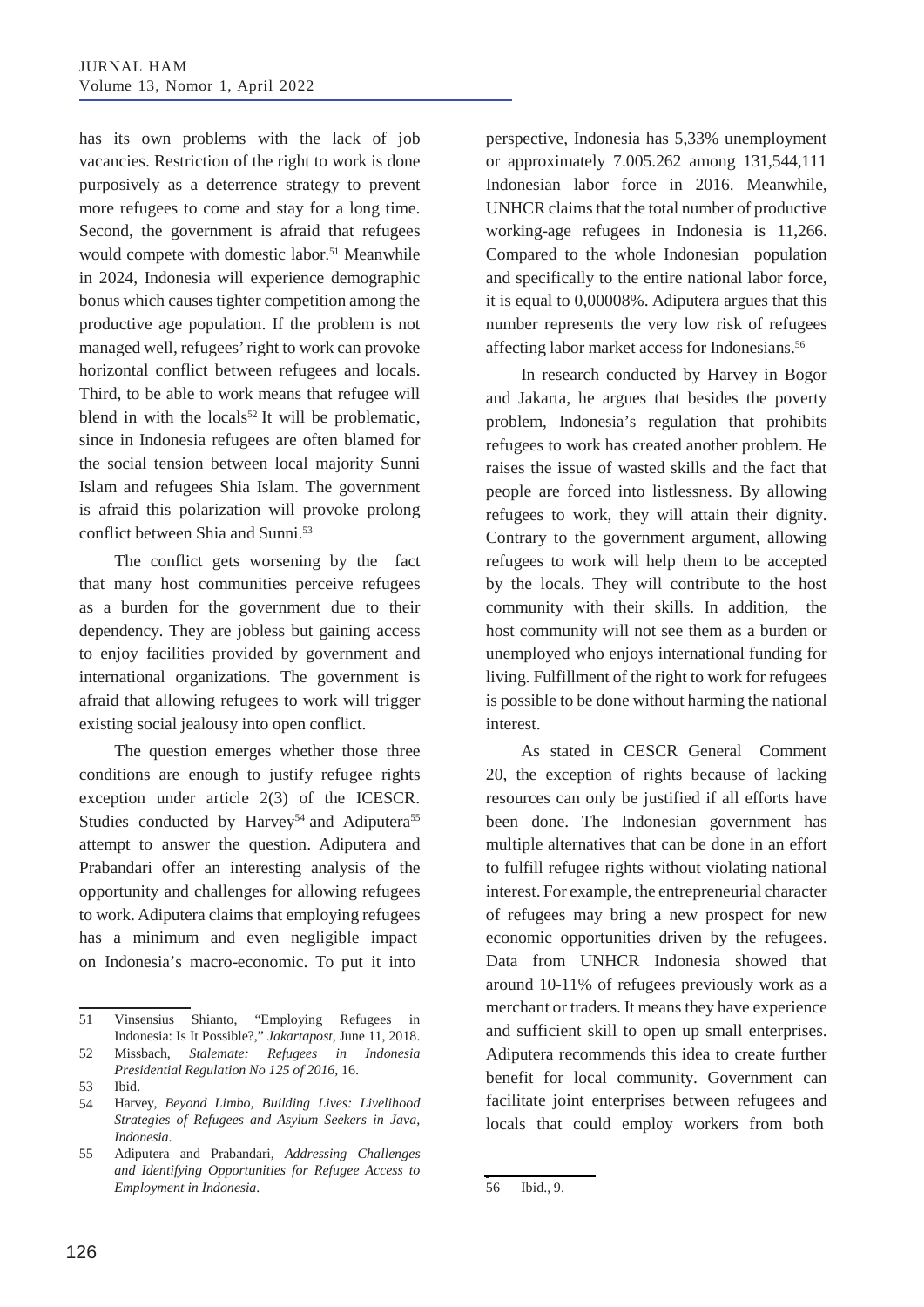has its own problems with the lack of job vacancies. Restriction of the right to work is done purposively as a deterrence strategy to prevent more refugees to come and stay for a long time. Second, the government is afraid that refugees would compete with domestic labor.[51] Meanwhile in 2024, Indonesia will experience demographic bonus which causes tighter competition among the productive age population. If the problem is not managed well, refugees' right to work can provoke horizontal conflict between refugees and locals. Third, to be able to work means that refugee will blend in with the locals[52] It will be problematic, since in Indonesia refugees are often blamed for the social tension between local majority Sunni Islam and refugees Shia Islam. The government is afraid this polarization will provoke prolong conflict between Shia and Sunni.[53]

The conflict gets worsening by the fact that many host communities perceive refugees as a burden for the government due to their dependency. They are jobless but gaining access to enjoy facilities provided by government and international organizations. The government is afraid that allowing refugees to work will trigger existing social jealousy into open conflict.

The question emerges whether those three conditions are enough to justify refugee rights exception under article 2(3) of the ICESCR. Studies conducted by Harvey[54] and Adiputera[55] attempt to answer the question. Adiputera and Prabandari offer an interesting analysis of the opportunity and challenges for allowing refugees to work. Adiputera claims that employing refugees has a minimum and even negligible impact on Indonesia's macro-economic. To put it into perspective, Indonesia has 5,33% unemployment or approximately 7.005.262 among 131,544,111 Indonesian labor force in 2016. Meanwhile, UNHCR claims that the total number of productive working-age refugees in Indonesia is 11,266. Compared to the whole Indonesian population and specifically to the entire national labor force, it is equal to 0,00008%. Adiputera argues that this number represents the very low risk of refugees affecting labor market access for Indonesians.[56]

In research conducted by Harvey in Bogor and Jakarta, he argues that besides the poverty problem, Indonesia's regulation that prohibits refugees to work has created another problem. He raises the issue of wasted skills and the fact that people are forced into listlessness. By allowing refugees to work, they will attain their dignity. Contrary to the government argument, allowing refugees to work will help them to be accepted by the locals. They will contribute to the host community with their skills. In addition, the host community will not see them as a burden or unemployed who enjoys international funding for living. Fulfillment of the right to work for refugees is possible to be done without harming the national interest.

As stated in CESCR General Comment 20, the exception of rights because of lacking resources can only be justified if all efforts have been done. The Indonesian government has multiple alternatives that can be done in an effort to fulfill refugee rights without violating national interest. For example, the entrepreneurial character of refugees may bring a new prospect for new economic opportunities driven by the refugees. Data from UNHCR Indonesia showed that around 10-11% of refugees previously work as a merchant or traders. It means they have experience and sufficient skill to open up small enterprises. Adiputera recommends this idea to create further benefit for local community. Government can facilitate joint enterprises between refugees and locals that could employ workers from both

---

51 Vinsensius Shianto, "Employing Refugees in Indonesia: Is It Possible?," *Jakartapost*, June 11, 2018.

52 Missbach, *Stalemate: Refugees in Indonesia Presidential Regulation No 125 of 2016*, 16.

53 Ibid.

54 Harvey, *Beyond Limbo, Building Lives: Livelihood Strategies of Refugees and Asylum Seekers in Java, Indonesia*.

55 Adiputera and Prabandari, *Addressing Challenges and Identifying Opportunities for Refugee Access to Employment in Indonesia*.

56 Ibid., 9.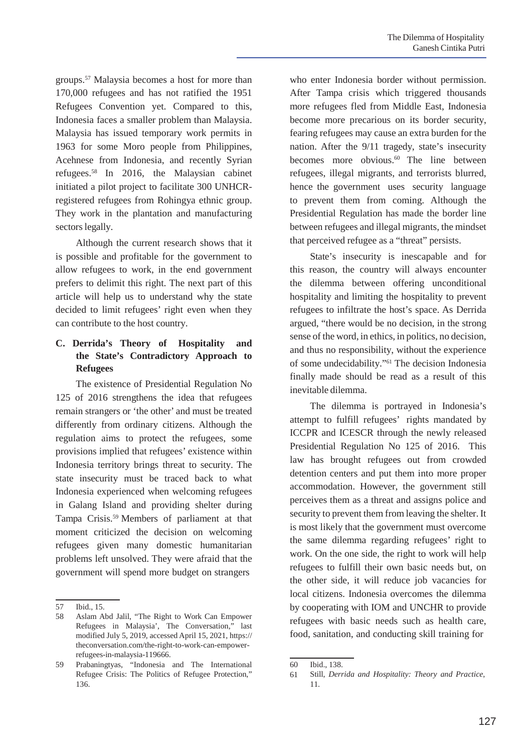groups.[57] Malaysia becomes a host for more than 170,000 refugees and has not ratified the 1951 Refugees Convention yet. Compared to this, Indonesia faces a smaller problem than Malaysia. Malaysia has issued temporary work permits in 1963 for some Moro people from Philippines, Acehnese from Indonesia, and recently Syrian refugees.[58] In 2016, the Malaysian cabinet initiated a pilot project to facilitate 300 UNHCR-registered refugees from Rohingya ethnic group. They work in the plantation and manufacturing sectors legally.

Although the current research shows that it is possible and profitable for the government to allow refugees to work, in the end government prefers to delimit this right. The next part of this article will help us to understand why the state decided to limit refugees' right even when they can contribute to the host country.

## C. Derrida's Theory of Hospitality and the State's Contradictory Approach to Refugees

The existence of Presidential Regulation No 125 of 2016 strengthens the idea that refugees remain strangers or 'the other' and must be treated differently from ordinary citizens. Although the regulation aims to protect the refugees, some provisions implied that refugees' existence within Indonesia territory brings threat to security. The state insecurity must be traced back to what Indonesia experienced when welcoming refugees in Galang Island and providing shelter during Tampa Crisis.[59] Members of parliament at that moment criticized the decision on welcoming refugees given many domestic humanitarian problems left unsolved. They were afraid that the government will spend more budget on strangers who enter Indonesia border without permission. After Tampa crisis which triggered thousands more refugees fled from Middle East, Indonesia become more precarious on its border security, fearing refugees may cause an extra burden for the nation. After the 9/11 tragedy, state's insecurity becomes more obvious.[60] The line between refugees, illegal migrants, and terrorists blurred, hence the government uses security language to prevent them from coming. Although the Presidential Regulation has made the border line between refugees and illegal migrants, the mindset that perceived refugee as a "threat" persists.

State's insecurity is inescapable and for this reason, the country will always encounter the dilemma between offering unconditional hospitality and limiting the hospitality to prevent refugees to infiltrate the host's space. As Derrida argued, "there would be no decision, in the strong sense of the word, in ethics, in politics, no decision, and thus no responsibility, without the experience of some undecidability."[61] The decision Indonesia finally made should be read as a result of this inevitable dilemma.

The dilemma is portrayed in Indonesia's attempt to fulfill refugees' rights mandated by ICCPR and ICESCR through the newly released Presidential Regulation No 125 of 2016. This law has brought refugees out from crowded detention centers and put them into more proper accommodation. However, the government still perceives them as a threat and assigns police and security to prevent them from leaving the shelter. It is most likely that the government must overcome the same dilemma regarding refugees' right to work. On the one side, the right to work will help refugees to fulfill their own basic needs but, on the other side, it will reduce job vacancies for local citizens. Indonesia overcomes the dilemma by cooperating with IOM and UNCHR to provide refugees with basic needs such as health care, food, sanitation, and conducting skill training for

---

57 Ibid., 15.

58 Aslam Abd Jalil, "The Right to Work Can Empower Refugees in Malaysia', The Conversation," last modified July 5, 2019, accessed April 15, 2021, https://theconversation.com/the-right-to-work-can-empower-refugees-in-malaysia-119666.

59 Prabaningtyas, "Indonesia and The International Refugee Crisis: The Politics of Refugee Protection," 136.

60 Ibid., 138.

61 Still, *Derrida and Hospitality: Theory and Practice*, 11.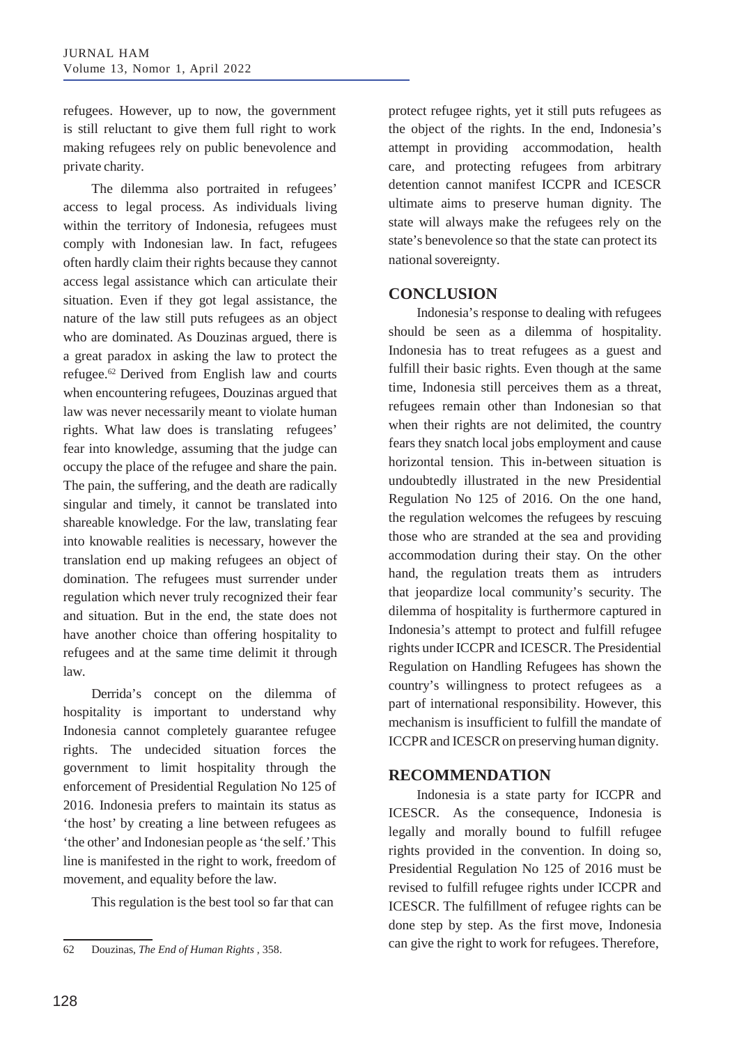refugees. However, up to now, the government is still reluctant to give them full right to work making refugees rely on public benevolence and private charity.

The dilemma also portraited in refugees' access to legal process. As individuals living within the territory of Indonesia, refugees must comply with Indonesian law. In fact, refugees often hardly claim their rights because they cannot access legal assistance which can articulate their situation. Even if they got legal assistance, the nature of the law still puts refugees as an object who are dominated. As Douzinas argued, there is a great paradox in asking the law to protect the refugee.[62] Derived from English law and courts when encountering refugees, Douzinas argued that law was never necessarily meant to violate human rights. What law does is translating refugees' fear into knowledge, assuming that the judge can occupy the place of the refugee and share the pain. The pain, the suffering, and the death are radically singular and timely, it cannot be translated into shareable knowledge. For the law, translating fear into knowable realities is necessary, however the translation end up making refugees an object of domination. The refugees must surrender under regulation which never truly recognized their fear and situation. But in the end, the state does not have another choice than offering hospitality to refugees and at the same time delimit it through law.

Derrida's concept on the dilemma of hospitality is important to understand why Indonesia cannot completely guarantee refugee rights. The undecided situation forces the government to limit hospitality through the enforcement of Presidential Regulation No 125 of 2016. Indonesia prefers to maintain its status as 'the host' by creating a line between refugees as 'the other' and Indonesian people as 'the self.' This line is manifested in the right to work, freedom of movement, and equality before the law.

This regulation is the best tool so far that can protect refugee rights, yet it still puts refugees as the object of the rights. In the end, Indonesia's attempt in providing accommodation, health care, and protecting refugees from arbitrary detention cannot manifest ICCPR and ICESCR ultimate aims to preserve human dignity. The state will always make the refugees rely on the state's benevolence so that the state can protect its national sovereignty.

## CONCLUSION

Indonesia's response to dealing with refugees should be seen as a dilemma of hospitality. Indonesia has to treat refugees as a guest and fulfill their basic rights. Even though at the same time, Indonesia still perceives them as a threat, refugees remain other than Indonesian so that when their rights are not delimited, the country fears they snatch local jobs employment and cause horizontal tension. This in-between situation is undoubtedly illustrated in the new Presidential Regulation No 125 of 2016. On the one hand, the regulation welcomes the refugees by rescuing those who are stranded at the sea and providing accommodation during their stay. On the other hand, the regulation treats them as intruders that jeopardize local community's security. The dilemma of hospitality is furthermore captured in Indonesia's attempt to protect and fulfill refugee rights under ICCPR and ICESCR. The Presidential Regulation on Handling Refugees has shown the country's willingness to protect refugees as a part of international responsibility. However, this mechanism is insufficient to fulfill the mandate of ICCPR and ICESCR on preserving human dignity.

## RECOMMENDATION

Indonesia is a state party for ICCPR and ICESCR. As the consequence, Indonesia is legally and morally bound to fulfill refugee rights provided in the convention. In doing so, Presidential Regulation No 125 of 2016 must be revised to fulfill refugee rights under ICCPR and ICESCR. The fulfillment of refugee rights can be done step by step. As the first move, Indonesia can give the right to work for refugees. Therefore,

---

62 Douzinas, *The End of Human Rights* , 358.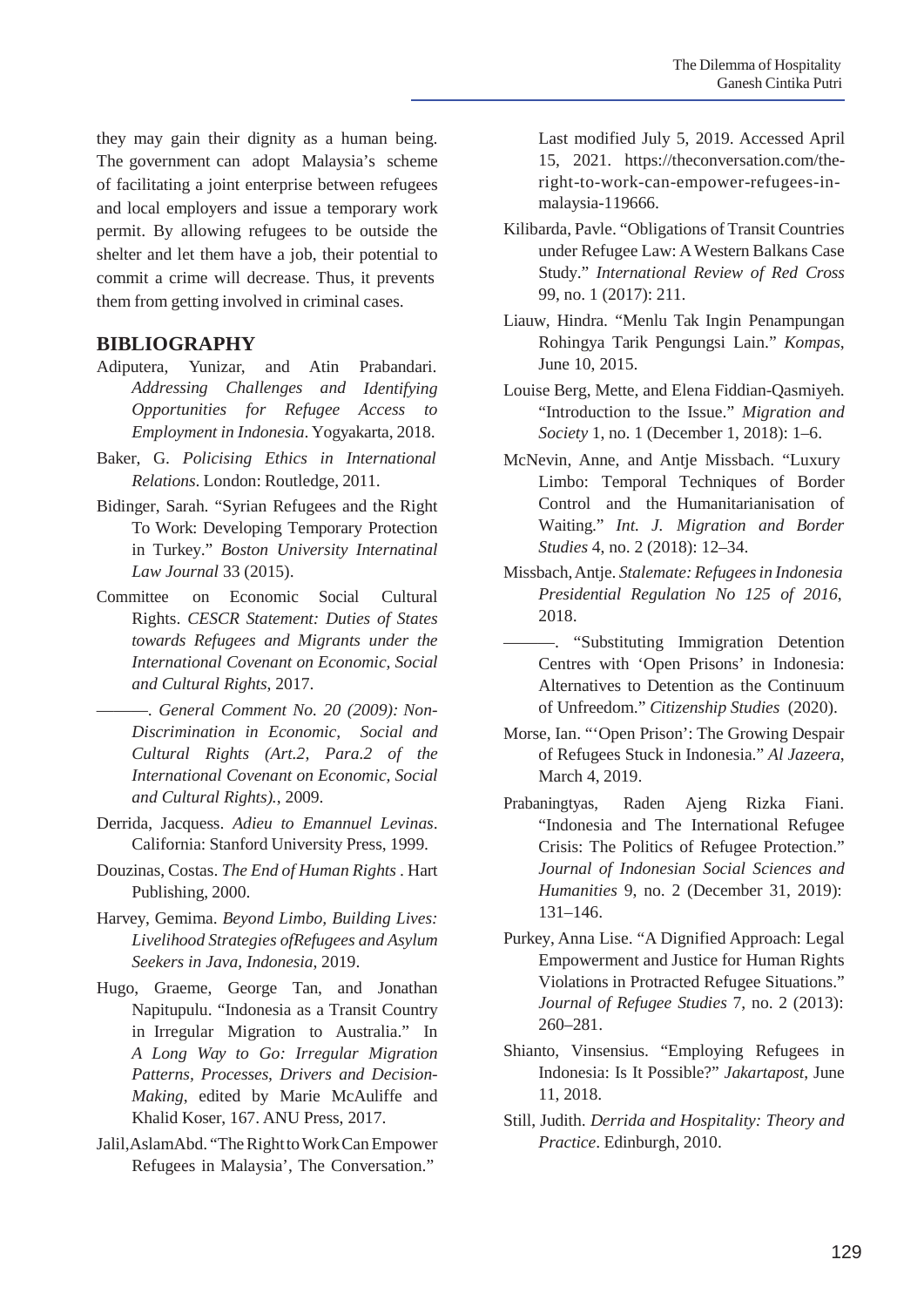they may gain their dignity as a human being. The government can adopt Malaysia's scheme of facilitating a joint enterprise between refugees and local employers and issue a temporary work permit. By allowing refugees to be outside the shelter and let them have a job, their potential to commit a crime will decrease. Thus, it prevents them from getting involved in criminal cases.

## BIBLIOGRAPHY

Adiputera, Yunizar, and Atin Prabandari. *Addressing Challenges and Identifying Opportunities for Refugee Access to Employment in Indonesia*. Yogyakarta, 2018.

Baker, G. *Policising Ethics in International Relations*. London: Routledge, 2011.

Bidinger, Sarah. "Syrian Refugees and the Right To Work: Developing Temporary Protection in Turkey." *Boston University Internatinal Law Journal* 33 (2015).

Committee on Economic Social Cultural Rights. *CESCR Statement: Duties of States towards Refugees and Migrants under the International Covenant on Economic, Social and Cultural Rights*, 2017.

———. *General Comment No. 20 (2009): Non-Discrimination in Economic, Social and Cultural Rights (Art.2, Para.2 of the International Covenant on Economic, Social and Cultural Rights).*, 2009.

Derrida, Jacquess. *Adieu to Emannuel Levinas*. California: Stanford University Press, 1999.

Douzinas, Costas. *The End of Human Rights* . Hart Publishing, 2000.

Harvey, Gemima. *Beyond Limbo, Building Lives: Livelihood Strategies ofRefugees and Asylum Seekers in Java, Indonesia*, 2019.

Hugo, Graeme, George Tan, and Jonathan Napitupulu. "Indonesia as a Transit Country in Irregular Migration to Australia." In *A Long Way to Go: Irregular Migration Patterns, Processes, Drivers and Decision-Making*, edited by Marie McAuliffe and Khalid Koser, 167. ANU Press, 2017.

Jalil, Aslam Abd. "The Right to Work Can Empower Refugees in Malaysia', The Conversation." Last modified July 5, 2019. Accessed April 15, 2021. https://theconversation.com/the-right-to-work-can-empower-refugees-in-malaysia-119666.

Kilibarda, Pavle. "Obligations of Transit Countries under Refugee Law: A Western Balkans Case Study." *International Review of Red Cross* 99, no. 1 (2017): 211.

Liauw, Hindra. "Menlu Tak Ingin Penampungan Rohingya Tarik Pengungsi Lain." *Kompas*, June 10, 2015.

Louise Berg, Mette, and Elena Fiddian-Qasmiyeh. "Introduction to the Issue." *Migration and Society* 1, no. 1 (December 1, 2018): 1–6.

McNevin, Anne, and Antje Missbach. "Luxury Limbo: Temporal Techniques of Border Control and the Humanitarianisation of Waiting." *Int. J. Migration and Border Studies* 4, no. 2 (2018): 12–34.

Missbach, Antje. *Stalemate: Refugees in Indonesia Presidential Regulation No 125 of 2016*, 2018.

———. "Substituting Immigration Detention Centres with 'Open Prisons' in Indonesia: Alternatives to Detention as the Continuum of Unfreedom." *Citizenship Studies* (2020).

Morse, Ian. "'Open Prison': The Growing Despair of Refugees Stuck in Indonesia." *Al Jazeera*, March 4, 2019.

Prabaningtyas, Raden Ajeng Rizka Fiani. "Indonesia and The International Refugee Crisis: The Politics of Refugee Protection." *Journal of Indonesian Social Sciences and Humanities* 9, no. 2 (December 31, 2019): 131–146.

Purkey, Anna Lise. "A Dignified Approach: Legal Empowerment and Justice for Human Rights Violations in Protracted Refugee Situations." *Journal of Refugee Studies* 7, no. 2 (2013): 260–281.

Shianto, Vinsensius. "Employing Refugees in Indonesia: Is It Possible?" *Jakartapost*, June 11, 2018.

Still, Judith. *Derrida and Hospitality: Theory and Practice*. Edinburgh, 2010.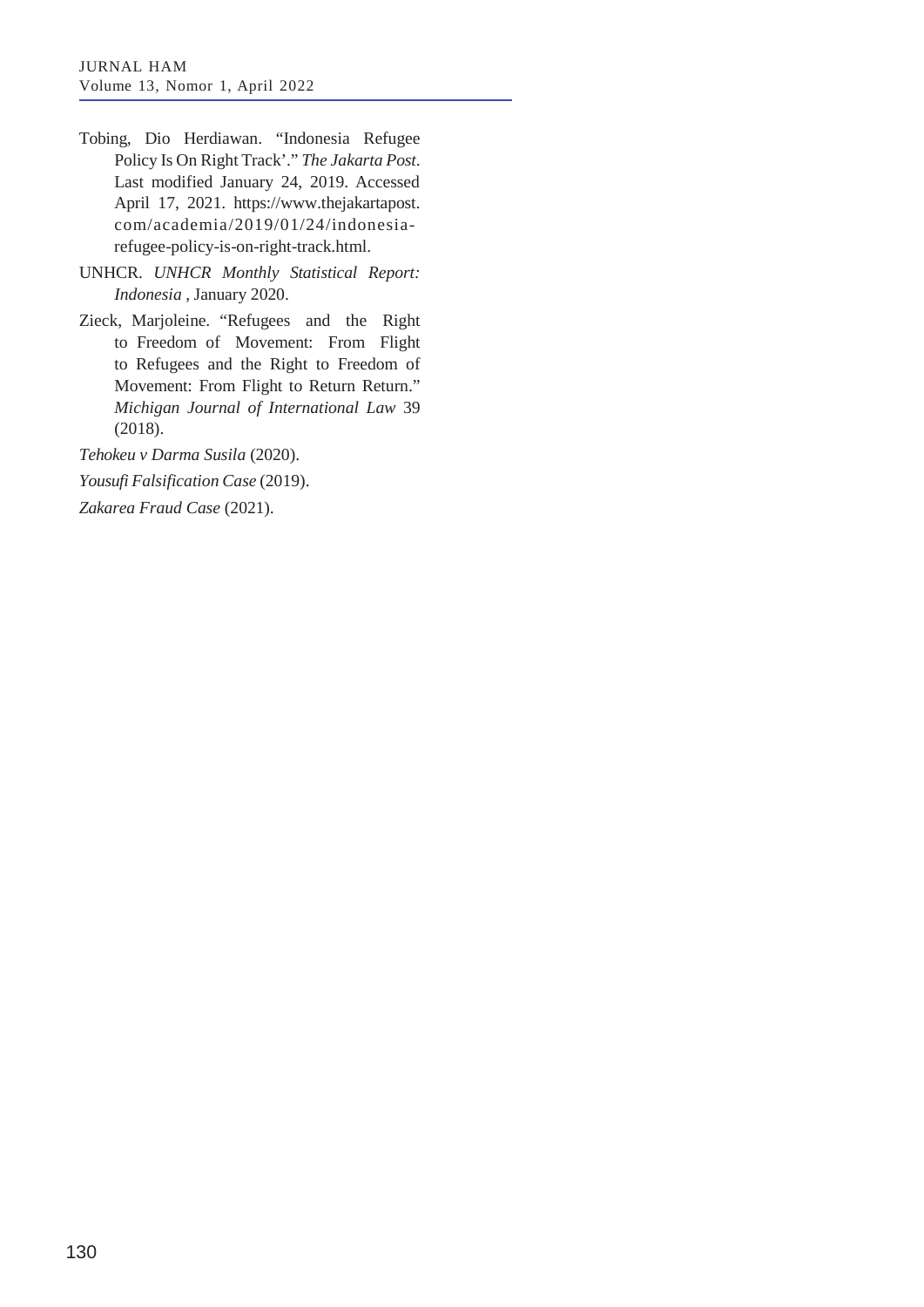Tobing, Dio Herdiawan. "Indonesia Refugee Policy Is On Right Track'." *The Jakarta Post*. Last modified January 24, 2019. Accessed April 17, 2021. https://www.thejakartapost.com/academia/2019/01/24/indonesia-refugee-policy-is-on-right-track.html.

UNHCR. *UNHCR Monthly Statistical Report: Indonesia* , January 2020.

Zieck, Marjoleine. "Refugees and the Right to Freedom of Movement: From Flight to Refugees and the Right to Freedom of Movement: From Flight to Return Return." *Michigan Journal of International Law* 39 (2018).

*Tehokeu v Darma Susila* (2020).

*Yousufi Falsification Case* (2019).

*Zakarea Fraud Case* (2021).